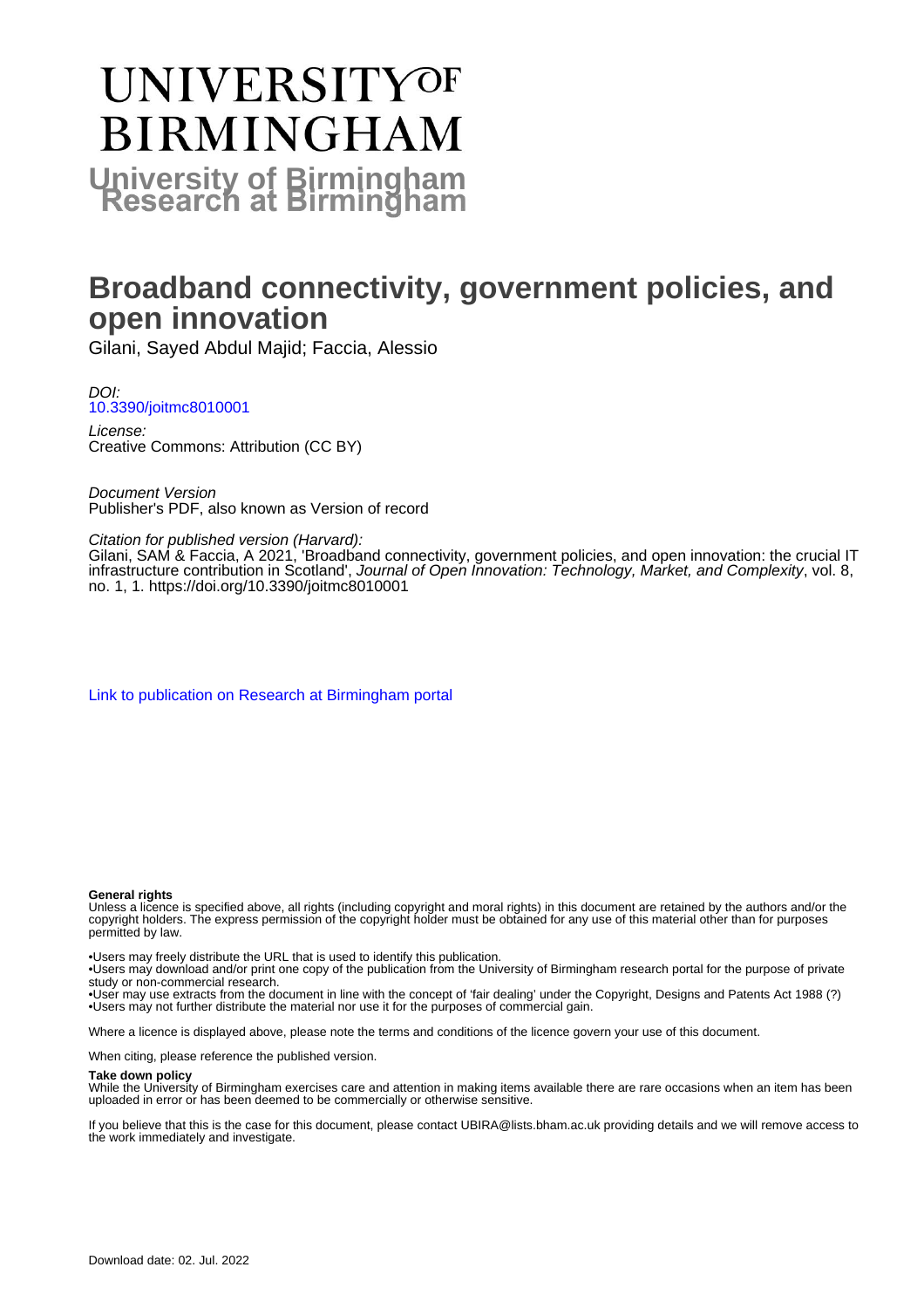# UNIVERSITY OF BIRMINGHAM

## University of Birmingham Research at Birmingham

# Broadband connectivity, government policies, and open innovation

Gilani, Sayed Abdul Majid; Faccia, Alessio

*DOI:*
10.3390/joitmc8010001

*License:*
Creative Commons: Attribution (CC BY)

*Document Version*
Publisher's PDF, also known as Version of record

*Citation for published version (Harvard):*
Gilani, SAM & Faccia, A 2021, 'Broadband connectivity, government policies, and open innovation: the crucial IT infrastructure contribution in Scotland', *Journal of Open Innovation: Technology, Market, and Complexity*, vol. 8, no. 1, 1. https://doi.org/10.3390/joitmc8010001

Link to publication on Research at Birmingham portal

**General rights**

Unless a licence is specified above, all rights (including copyright and moral rights) in this document are retained by the authors and/or the copyright holders. The express permission of the copyright holder must be obtained for any use of this material other than for purposes permitted by law.

•Users may freely distribute the URL that is used to identify this publication.
•Users may download and/or print one copy of the publication from the University of Birmingham research portal for the purpose of private study or non-commercial research.
•User may use extracts from the document in line with the concept of 'fair dealing' under the Copyright, Designs and Patents Act 1988 (?)
•Users may not further distribute the material nor use it for the purposes of commercial gain.

Where a licence is displayed above, please note the terms and conditions of the licence govern your use of this document.

When citing, please reference the published version.

**Take down policy**

While the University of Birmingham exercises care and attention in making items available there are rare occasions when an item has been uploaded in error or has been deemed to be commercially or otherwise sensitive.

If you believe that this is the case for this document, please contact UBIRA@lists.bham.ac.uk providing details and we will remove access to the work immediately and investigate.

Download date: 02. Jul. 2022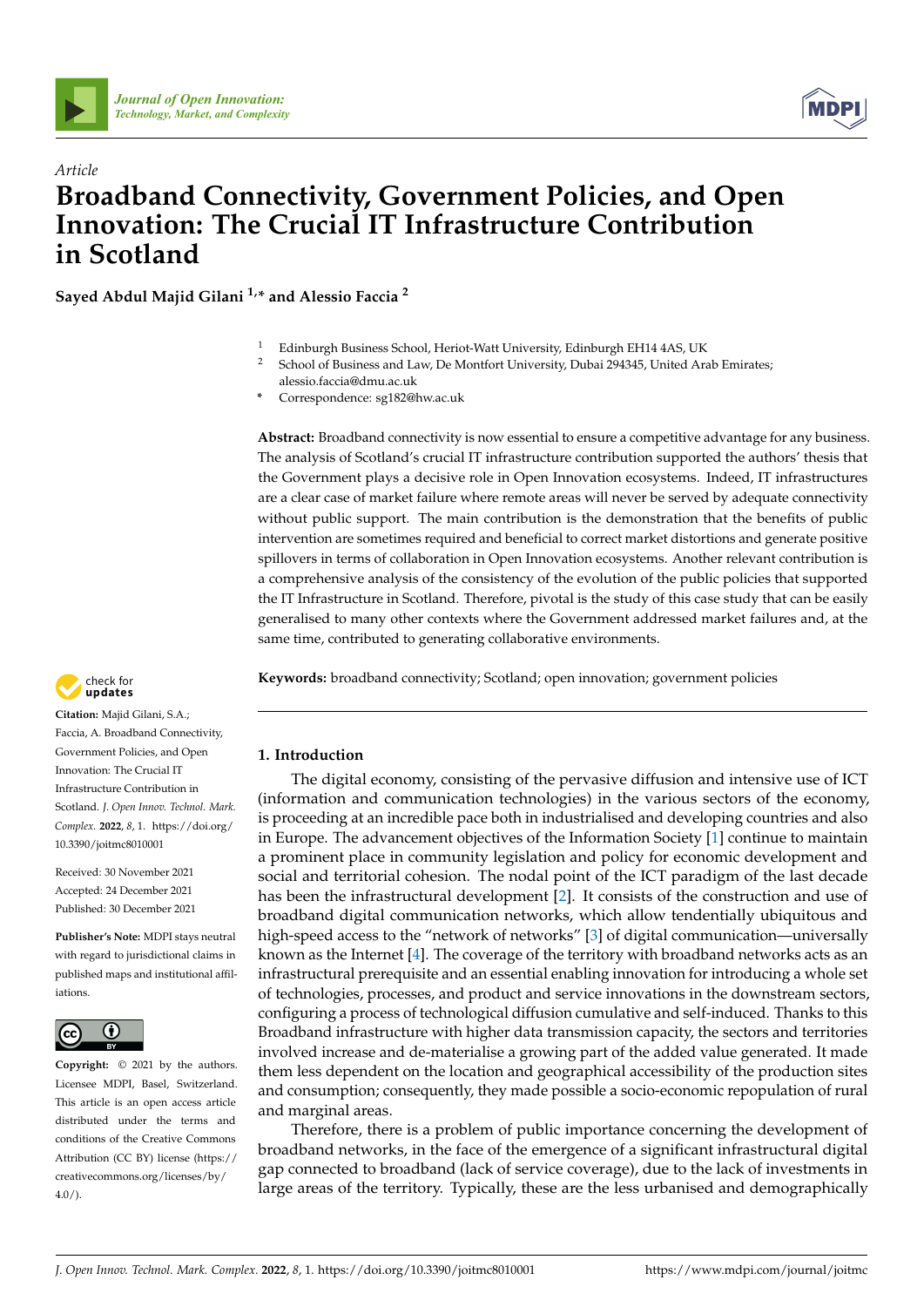Article

# Broadband Connectivity, Government Policies, and Open Innovation: The Crucial IT Infrastructure Contribution in Scotland

**Sayed Abdul Majid Gilani [1,*] and Alessio Faccia [2]**

[1] Edinburgh Business School, Heriot-Watt University, Edinburgh EH14 4AS, UK
[2] School of Business and Law, De Montfort University, Dubai 294345, United Arab Emirates; alessio.faccia@dmu.ac.uk
[*] Correspondence: sg182@hw.ac.uk

**Abstract:** Broadband connectivity is now essential to ensure a competitive advantage for any business. The analysis of Scotland's crucial IT infrastructure contribution supported the authors' thesis that the Government plays a decisive role in Open Innovation ecosystems. Indeed, IT infrastructures are a clear case of market failure where remote areas will never be served by adequate connectivity without public support. The main contribution is the demonstration that the benefits of public intervention are sometimes required and beneficial to correct market distortions and generate positive spillovers in terms of collaboration in Open Innovation ecosystems. Another relevant contribution is a comprehensive analysis of the consistency of the evolution of the public policies that supported the IT Infrastructure in Scotland. Therefore, pivotal is the study of this case study that can be easily generalised to many other contexts where the Government addressed market failures and, at the same time, contributed to generating collaborative environments.

**Keywords:** broadband connectivity; Scotland; open innovation; government policies

**Citation:** Majid Gilani, S.A.; Faccia, A. Broadband Connectivity, Government Policies, and Open Innovation: The Crucial IT Infrastructure Contribution in Scotland. *J. Open Innov. Technol. Mark. Complex.* **2022**, *8*, 1. https://doi.org/10.3390/joitmc8010001

Received: 30 November 2021
Accepted: 24 December 2021
Published: 30 December 2021

**Publisher's Note:** MDPI stays neutral with regard to jurisdictional claims in published maps and institutional affiliations.

**Copyright:** © 2021 by the authors. Licensee MDPI, Basel, Switzerland. This article is an open access article distributed under the terms and conditions of the Creative Commons Attribution (CC BY) license (https://creativecommons.org/licenses/by/4.0/).

## 1. Introduction

The digital economy, consisting of the pervasive diffusion and intensive use of ICT (information and communication technologies) in the various sectors of the economy, is proceeding at an incredible pace both in industrialised and developing countries and also in Europe. The advancement objectives of the Information Society [1] continue to maintain a prominent place in community legislation and policy for economic development and social and territorial cohesion. The nodal point of the ICT paradigm of the last decade has been the infrastructural development [2]. It consists of the construction and use of broadband digital communication networks, which allow tendentially ubiquitous and high-speed access to the "network of networks" [3] of digital communication—universally known as the Internet [4]. The coverage of the territory with broadband networks acts as an infrastructural prerequisite and an essential enabling innovation for introducing a whole set of technologies, processes, and product and service innovations in the downstream sectors, configuring a process of technological diffusion cumulative and self-induced. Thanks to this Broadband infrastructure with higher data transmission capacity, the sectors and territories involved increase and de-materialise a growing part of the added value generated. It made them less dependent on the location and geographical accessibility of the production sites and consumption; consequently, they made possible a socio-economic repopulation of rural and marginal areas.

Therefore, there is a problem of public importance concerning the development of broadband networks, in the face of the emergence of a significant infrastructural digital gap connected to broadband (lack of service coverage), due to the lack of investments in large areas of the territory. Typically, these are the less urbanised and demographically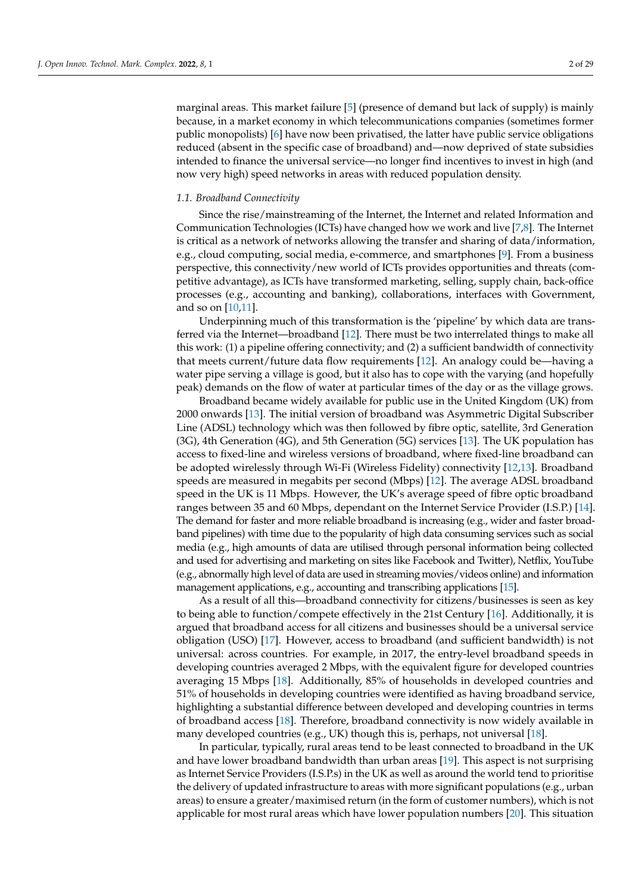marginal areas. This market failure [5] (presence of demand but lack of supply) is mainly because, in a market economy in which telecommunications companies (sometimes former public monopolists) [6] have now been privatised, the latter have public service obligations reduced (absent in the specific case of broadband) and—now deprived of state subsidies intended to finance the universal service—no longer find incentives to invest in high (and now very high) speed networks in areas with reduced population density.

### *1.1. Broadband Connectivity*

Since the rise/mainstreaming of the Internet, the Internet and related Information and Communication Technologies (ICTs) have changed how we work and live [7,8]. The Internet is critical as a network of networks allowing the transfer and sharing of data/information, e.g., cloud computing, social media, e-commerce, and smartphones [9]. From a business perspective, this connectivity/new world of ICTs provides opportunities and threats (competitive advantage), as ICTs have transformed marketing, selling, supply chain, back-office processes (e.g., accounting and banking), collaborations, interfaces with Government, and so on [10,11].

Underpinning much of this transformation is the 'pipeline' by which data are transferred via the Internet—broadband [12]. There must be two interrelated things to make all this work: (1) a pipeline offering connectivity; and (2) a sufficient bandwidth of connectivity that meets current/future data flow requirements [12]. An analogy could be—having a water pipe serving a village is good, but it also has to cope with the varying (and hopefully peak) demands on the flow of water at particular times of the day or as the village grows.

Broadband became widely available for public use in the United Kingdom (UK) from 2000 onwards [13]. The initial version of broadband was Asymmetric Digital Subscriber Line (ADSL) technology which was then followed by fibre optic, satellite, 3rd Generation (3G), 4th Generation (4G), and 5th Generation (5G) services [13]. The UK population has access to fixed-line and wireless versions of broadband, where fixed-line broadband can be adopted wirelessly through Wi-Fi (Wireless Fidelity) connectivity [12,13]. Broadband speeds are measured in megabits per second (Mbps) [12]. The average ADSL broadband speed in the UK is 11 Mbps. However, the UK's average speed of fibre optic broadband ranges between 35 and 60 Mbps, dependant on the Internet Service Provider (I.S.P.) [14]. The demand for faster and more reliable broadband is increasing (e.g., wider and faster broadband pipelines) with time due to the popularity of high data consuming services such as social media (e.g., high amounts of data are utilised through personal information being collected and used for advertising and marketing on sites like Facebook and Twitter), Netflix, YouTube (e.g., abnormally high level of data are used in streaming movies/videos online) and information management applications, e.g., accounting and transcribing applications [15].

As a result of all this—broadband connectivity for citizens/businesses is seen as key to being able to function/compete effectively in the 21st Century [16]. Additionally, it is argued that broadband access for all citizens and businesses should be a universal service obligation (USO) [17]. However, access to broadband (and sufficient bandwidth) is not universal: across countries. For example, in 2017, the entry-level broadband speeds in developing countries averaged 2 Mbps, with the equivalent figure for developed countries averaging 15 Mbps [18]. Additionally, 85% of households in developed countries and 51% of households in developing countries were identified as having broadband service, highlighting a substantial difference between developed and developing countries in terms of broadband access [18]. Therefore, broadband connectivity is now widely available in many developed countries (e.g., UK) though this is, perhaps, not universal [18].

In particular, typically, rural areas tend to be least connected to broadband in the UK and have lower broadband bandwidth than urban areas [19]. This aspect is not surprising as Internet Service Providers (I.S.P.s) in the UK as well as around the world tend to prioritise the delivery of updated infrastructure to areas with more significant populations (e.g., urban areas) to ensure a greater/maximised return (in the form of customer numbers), which is not applicable for most rural areas which have lower population numbers [20]. This situation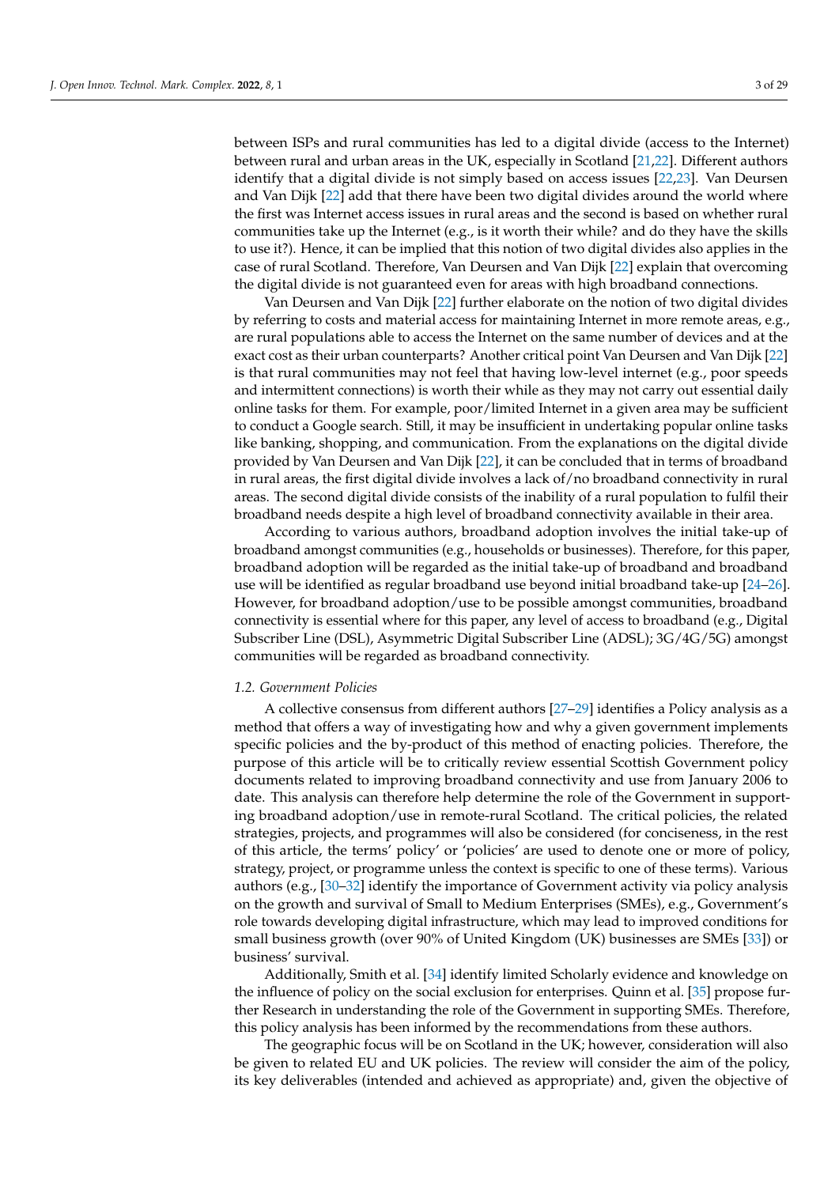between ISPs and rural communities has led to a digital divide (access to the Internet) between rural and urban areas in the UK, especially in Scotland [21,22]. Different authors identify that a digital divide is not simply based on access issues [22,23]. Van Deursen and Van Dijk [22] add that there have been two digital divides around the world where the first was Internet access issues in rural areas and the second is based on whether rural communities take up the Internet (e.g., is it worth their while? and do they have the skills to use it?). Hence, it can be implied that this notion of two digital divides also applies in the case of rural Scotland. Therefore, Van Deursen and Van Dijk [22] explain that overcoming the digital divide is not guaranteed even for areas with high broadband connections.

Van Deursen and Van Dijk [22] further elaborate on the notion of two digital divides by referring to costs and material access for maintaining Internet in more remote areas, e.g., are rural populations able to access the Internet on the same number of devices and at the exact cost as their urban counterparts? Another critical point Van Deursen and Van Dijk [22] is that rural communities may not feel that having low-level internet (e.g., poor speeds and intermittent connections) is worth their while as they may not carry out essential daily online tasks for them. For example, poor/limited Internet in a given area may be sufficient to conduct a Google search. Still, it may be insufficient in undertaking popular online tasks like banking, shopping, and communication. From the explanations on the digital divide provided by Van Deursen and Van Dijk [22], it can be concluded that in terms of broadband in rural areas, the first digital divide involves a lack of/no broadband connectivity in rural areas. The second digital divide consists of the inability of a rural population to fulfil their broadband needs despite a high level of broadband connectivity available in their area.

According to various authors, broadband adoption involves the initial take-up of broadband amongst communities (e.g., households or businesses). Therefore, for this paper, broadband adoption will be regarded as the initial take-up of broadband and broadband use will be identified as regular broadband use beyond initial broadband take-up [24–26]. However, for broadband adoption/use to be possible amongst communities, broadband connectivity is essential where for this paper, any level of access to broadband (e.g., Digital Subscriber Line (DSL), Asymmetric Digital Subscriber Line (ADSL); 3G/4G/5G) amongst communities will be regarded as broadband connectivity.

### *1.2. Government Policies*

A collective consensus from different authors [27–29] identifies a Policy analysis as a method that offers a way of investigating how and why a given government implements specific policies and the by-product of this method of enacting policies. Therefore, the purpose of this article will be to critically review essential Scottish Government policy documents related to improving broadband connectivity and use from January 2006 to date. This analysis can therefore help determine the role of the Government in supporting broadband adoption/use in remote-rural Scotland. The critical policies, the related strategies, projects, and programmes will also be considered (for conciseness, in the rest of this article, the terms' policy' or 'policies' are used to denote one or more of policy, strategy, project, or programme unless the context is specific to one of these terms). Various authors (e.g., [30–32] identify the importance of Government activity via policy analysis on the growth and survival of Small to Medium Enterprises (SMEs), e.g., Government's role towards developing digital infrastructure, which may lead to improved conditions for small business growth (over 90% of United Kingdom (UK) businesses are SMEs [33]) or business' survival.

Additionally, Smith et al. [34] identify limited Scholarly evidence and knowledge on the influence of policy on the social exclusion for enterprises. Quinn et al. [35] propose further Research in understanding the role of the Government in supporting SMEs. Therefore, this policy analysis has been informed by the recommendations from these authors.

The geographic focus will be on Scotland in the UK; however, consideration will also be given to related EU and UK policies. The review will consider the aim of the policy, its key deliverables (intended and achieved as appropriate) and, given the objective of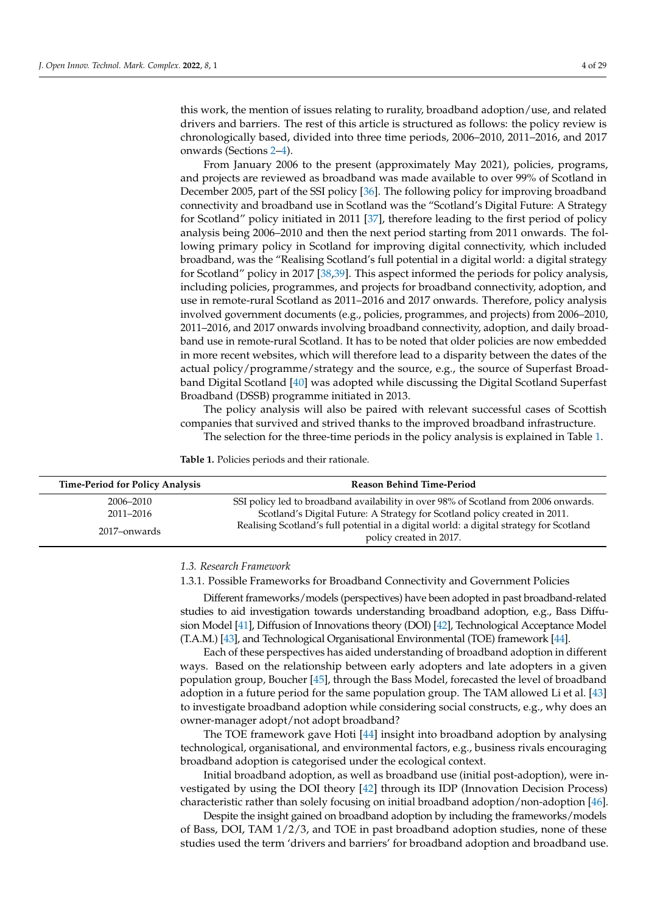this work, the mention of issues relating to rurality, broadband adoption/use, and related drivers and barriers. The rest of this article is structured as follows: the policy review is chronologically based, divided into three time periods, 2006–2010, 2011–2016, and 2017 onwards (Sections 2–4).

From January 2006 to the present (approximately May 2021), policies, programs, and projects are reviewed as broadband was made available to over 99% of Scotland in December 2005, part of the SSI policy [36]. The following policy for improving broadband connectivity and broadband use in Scotland was the "Scotland's Digital Future: A Strategy for Scotland" policy initiated in 2011 [37], therefore leading to the first period of policy analysis being 2006–2010 and then the next period starting from 2011 onwards. The following primary policy in Scotland for improving digital connectivity, which included broadband, was the "Realising Scotland's full potential in a digital world: a digital strategy for Scotland" policy in 2017 [38,39]. This aspect informed the periods for policy analysis, including policies, programmes, and projects for broadband connectivity, adoption, and use in remote-rural Scotland as 2011–2016 and 2017 onwards. Therefore, policy analysis involved government documents (e.g., policies, programmes, and projects) from 2006–2010, 2011–2016, and 2017 onwards involving broadband connectivity, adoption, and daily broadband use in remote-rural Scotland. It has to be noted that older policies are now embedded in more recent websites, which will therefore lead to a disparity between the dates of the actual policy/programme/strategy and the source, e.g., the source of Superfast Broadband Digital Scotland [40] was adopted while discussing the Digital Scotland Superfast Broadband (DSSB) programme initiated in 2013.

The policy analysis will also be paired with relevant successful cases of Scottish companies that survived and strived thanks to the improved broadband infrastructure.

The selection for the three-time periods in the policy analysis is explained in Table 1.

**Table 1.** Policies periods and their rationale.

| Time-Period for Policy Analysis | Reason Behind Time-Period |
|---|---|
| 2006–2010 | SSI policy led to broadband availability in over 98% of Scotland from 2006 onwards. |
| 2011–2016 | Scotland's Digital Future: A Strategy for Scotland policy created in 2011. |
| 2017–onwards | Realising Scotland's full potential in a digital world: a digital strategy for Scotland policy created in 2017. |

### *1.3. Research Framework*

#### 1.3.1. Possible Frameworks for Broadband Connectivity and Government Policies

Different frameworks/models (perspectives) have been adopted in past broadband-related studies to aid investigation towards understanding broadband adoption, e.g., Bass Diffusion Model [41], Diffusion of Innovations theory (DOI) [42], Technological Acceptance Model (T.A.M.) [43], and Technological Organisational Environmental (TOE) framework [44].

Each of these perspectives has aided understanding of broadband adoption in different ways. Based on the relationship between early adopters and late adopters in a given population group, Boucher [45], through the Bass Model, forecasted the level of broadband adoption in a future period for the same population group. The TAM allowed Li et al. [43] to investigate broadband adoption while considering social constructs, e.g., why does an owner-manager adopt/not adopt broadband?

The TOE framework gave Hoti [44] insight into broadband adoption by analysing technological, organisational, and environmental factors, e.g., business rivals encouraging broadband adoption is categorised under the ecological context.

Initial broadband adoption, as well as broadband use (initial post-adoption), were investigated by using the DOI theory [42] through its IDP (Innovation Decision Process) characteristic rather than solely focusing on initial broadband adoption/non-adoption [46].

Despite the insight gained on broadband adoption by including the frameworks/models of Bass, DOI, TAM 1/2/3, and TOE in past broadband adoption studies, none of these studies used the term 'drivers and barriers' for broadband adoption and broadband use.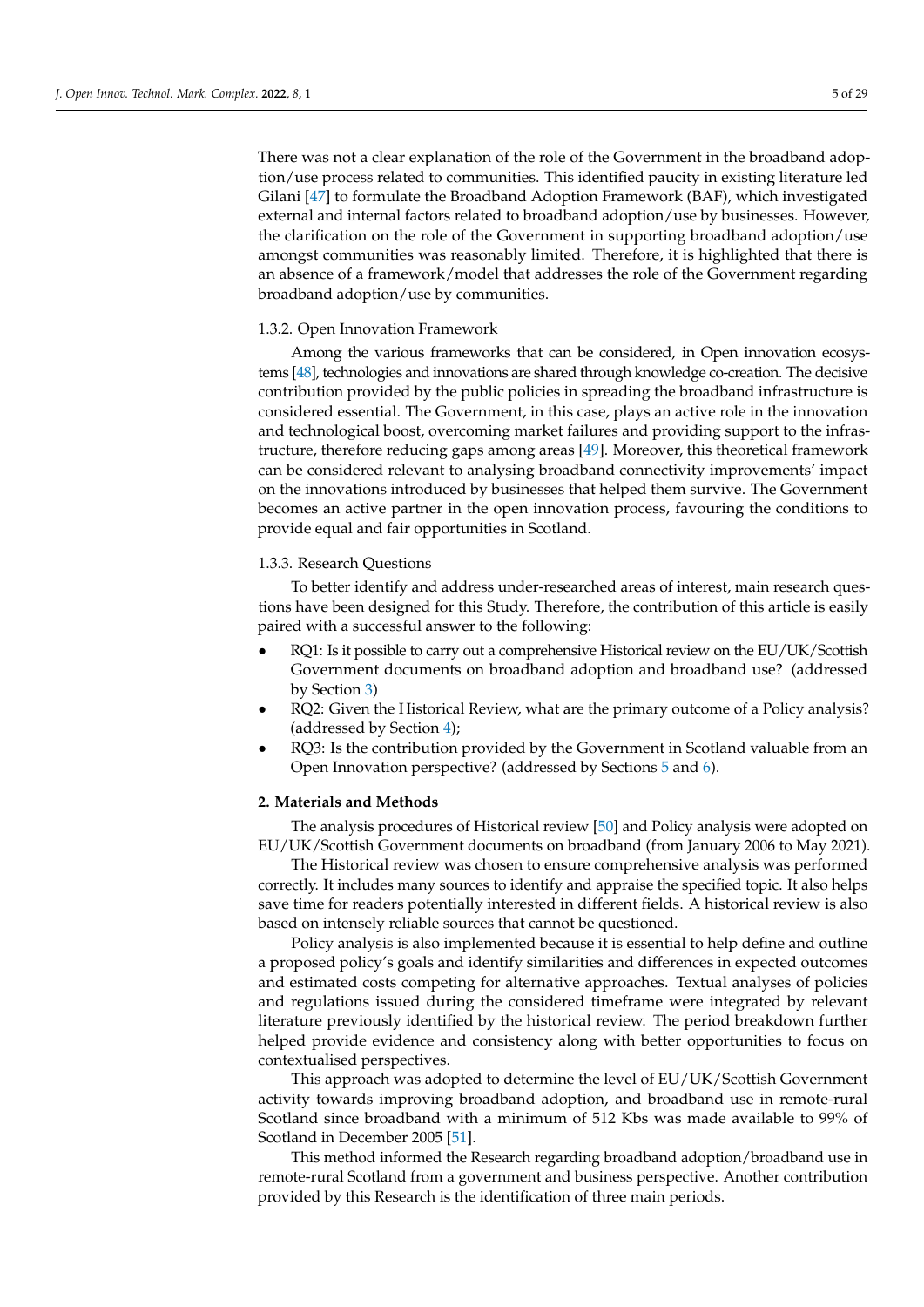There was not a clear explanation of the role of the Government in the broadband adoption/use process related to communities. This identified paucity in existing literature led Gilani [47] to formulate the Broadband Adoption Framework (BAF), which investigated external and internal factors related to broadband adoption/use by businesses. However, the clarification on the role of the Government in supporting broadband adoption/use amongst communities was reasonably limited. Therefore, it is highlighted that there is an absence of a framework/model that addresses the role of the Government regarding broadband adoption/use by communities.

#### 1.3.2. Open Innovation Framework

Among the various frameworks that can be considered, in Open innovation ecosystems [48], technologies and innovations are shared through knowledge co-creation. The decisive contribution provided by the public policies in spreading the broadband infrastructure is considered essential. The Government, in this case, plays an active role in the innovation and technological boost, overcoming market failures and providing support to the infrastructure, therefore reducing gaps among areas [49]. Moreover, this theoretical framework can be considered relevant to analysing broadband connectivity improvements' impact on the innovations introduced by businesses that helped them survive. The Government becomes an active partner in the open innovation process, favouring the conditions to provide equal and fair opportunities in Scotland.

#### 1.3.3. Research Questions

To better identify and address under-researched areas of interest, main research questions have been designed for this Study. Therefore, the contribution of this article is easily paired with a successful answer to the following:

- RQ1: Is it possible to carry out a comprehensive Historical review on the EU/UK/Scottish Government documents on broadband adoption and broadband use? (addressed by Section 3)
- RQ2: Given the Historical Review, what are the primary outcome of a Policy analysis? (addressed by Section 4);
- RQ3: Is the contribution provided by the Government in Scotland valuable from an Open Innovation perspective? (addressed by Sections 5 and 6).

## 2. Materials and Methods

The analysis procedures of Historical review [50] and Policy analysis were adopted on EU/UK/Scottish Government documents on broadband (from January 2006 to May 2021).

The Historical review was chosen to ensure comprehensive analysis was performed correctly. It includes many sources to identify and appraise the specified topic. It also helps save time for readers potentially interested in different fields. A historical review is also based on intensely reliable sources that cannot be questioned.

Policy analysis is also implemented because it is essential to help define and outline a proposed policy's goals and identify similarities and differences in expected outcomes and estimated costs competing for alternative approaches. Textual analyses of policies and regulations issued during the considered timeframe were integrated by relevant literature previously identified by the historical review. The period breakdown further helped provide evidence and consistency along with better opportunities to focus on contextualised perspectives.

This approach was adopted to determine the level of EU/UK/Scottish Government activity towards improving broadband adoption, and broadband use in remote-rural Scotland since broadband with a minimum of 512 Kbs was made available to 99% of Scotland in December 2005 [51].

This method informed the Research regarding broadband adoption/broadband use in remote-rural Scotland from a government and business perspective. Another contribution provided by this Research is the identification of three main periods.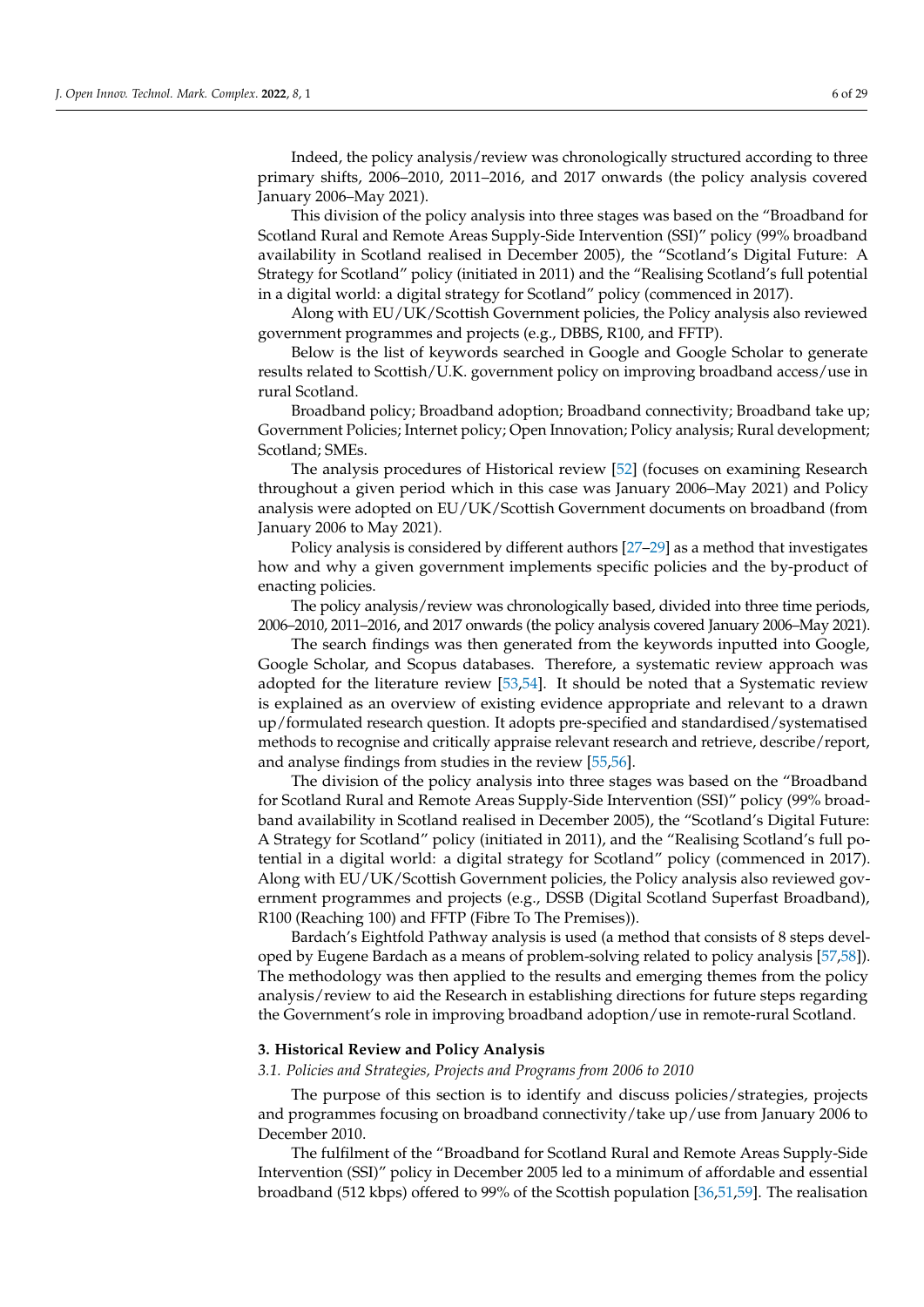Indeed, the policy analysis/review was chronologically structured according to three primary shifts, 2006–2010, 2011–2016, and 2017 onwards (the policy analysis covered January 2006–May 2021).

This division of the policy analysis into three stages was based on the "Broadband for Scotland Rural and Remote Areas Supply-Side Intervention (SSI)" policy (99% broadband availability in Scotland realised in December 2005), the "Scotland's Digital Future: A Strategy for Scotland" policy (initiated in 2011) and the "Realising Scotland's full potential in a digital world: a digital strategy for Scotland" policy (commenced in 2017).

Along with EU/UK/Scottish Government policies, the Policy analysis also reviewed government programmes and projects (e.g., DBBS, R100, and FFTP).

Below is the list of keywords searched in Google and Google Scholar to generate results related to Scottish/U.K. government policy on improving broadband access/use in rural Scotland.

Broadband policy; Broadband adoption; Broadband connectivity; Broadband take up; Government Policies; Internet policy; Open Innovation; Policy analysis; Rural development; Scotland; SMEs.

The analysis procedures of Historical review [52] (focuses on examining Research throughout a given period which in this case was January 2006–May 2021) and Policy analysis were adopted on EU/UK/Scottish Government documents on broadband (from January 2006 to May 2021).

Policy analysis is considered by different authors [27–29] as a method that investigates how and why a given government implements specific policies and the by-product of enacting policies.

The policy analysis/review was chronologically based, divided into three time periods, 2006–2010, 2011–2016, and 2017 onwards (the policy analysis covered January 2006–May 2021).

The search findings was then generated from the keywords inputted into Google, Google Scholar, and Scopus databases. Therefore, a systematic review approach was adopted for the literature review [53,54]. It should be noted that a Systematic review is explained as an overview of existing evidence appropriate and relevant to a drawn up/formulated research question. It adopts pre-specified and standardised/systematised methods to recognise and critically appraise relevant research and retrieve, describe/report, and analyse findings from studies in the review [55,56].

The division of the policy analysis into three stages was based on the "Broadband for Scotland Rural and Remote Areas Supply-Side Intervention (SSI)" policy (99% broadband availability in Scotland realised in December 2005), the "Scotland's Digital Future: A Strategy for Scotland" policy (initiated in 2011), and the "Realising Scotland's full potential in a digital world: a digital strategy for Scotland" policy (commenced in 2017). Along with EU/UK/Scottish Government policies, the Policy analysis also reviewed government programmes and projects (e.g., DSSB (Digital Scotland Superfast Broadband), R100 (Reaching 100) and FFTP (Fibre To The Premises)).

Bardach's Eightfold Pathway analysis is used (a method that consists of 8 steps developed by Eugene Bardach as a means of problem-solving related to policy analysis [57,58]). The methodology was then applied to the results and emerging themes from the policy analysis/review to aid the Research in establishing directions for future steps regarding the Government's role in improving broadband adoption/use in remote-rural Scotland.

## 3. Historical Review and Policy Analysis

### 3.1. Policies and Strategies, Projects and Programs from 2006 to 2010

The purpose of this section is to identify and discuss policies/strategies, projects and programmes focusing on broadband connectivity/take up/use from January 2006 to December 2010.

The fulfilment of the "Broadband for Scotland Rural and Remote Areas Supply-Side Intervention (SSI)" policy in December 2005 led to a minimum of affordable and essential broadband (512 kbps) offered to 99% of the Scottish population [36,51,59]. The realisation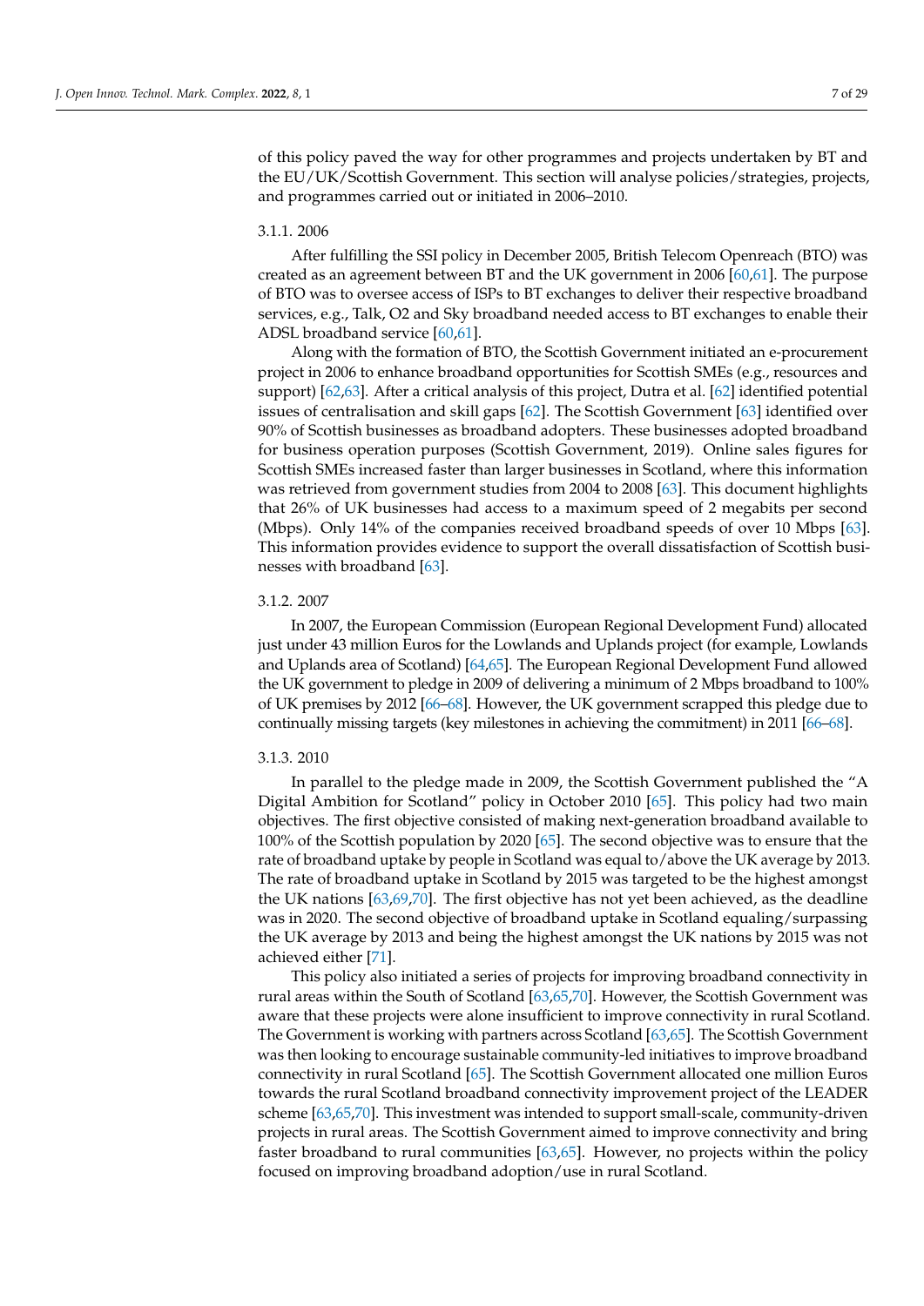of this policy paved the way for other programmes and projects undertaken by BT and the EU/UK/Scottish Government. This section will analyse policies/strategies, projects, and programmes carried out or initiated in 2006–2010.

#### 3.1.1. 2006

After fulfilling the SSI policy in December 2005, British Telecom Openreach (BTO) was created as an agreement between BT and the UK government in 2006 [60,61]. The purpose of BTO was to oversee access of ISPs to BT exchanges to deliver their respective broadband services, e.g., Talk, O2 and Sky broadband needed access to BT exchanges to enable their ADSL broadband service [60,61].

Along with the formation of BTO, the Scottish Government initiated an e-procurement project in 2006 to enhance broadband opportunities for Scottish SMEs (e.g., resources and support) [62,63]. After a critical analysis of this project, Dutra et al. [62] identified potential issues of centralisation and skill gaps [62]. The Scottish Government [63] identified over 90% of Scottish businesses as broadband adopters. These businesses adopted broadband for business operation purposes (Scottish Government, 2019). Online sales figures for Scottish SMEs increased faster than larger businesses in Scotland, where this information was retrieved from government studies from 2004 to 2008 [63]. This document highlights that 26% of UK businesses had access to a maximum speed of 2 megabits per second (Mbps). Only 14% of the companies received broadband speeds of over 10 Mbps [63]. This information provides evidence to support the overall dissatisfaction of Scottish businesses with broadband [63].

#### 3.1.2. 2007

In 2007, the European Commission (European Regional Development Fund) allocated just under 43 million Euros for the Lowlands and Uplands project (for example, Lowlands and Uplands area of Scotland) [64,65]. The European Regional Development Fund allowed the UK government to pledge in 2009 of delivering a minimum of 2 Mbps broadband to 100% of UK premises by 2012 [66–68]. However, the UK government scrapped this pledge due to continually missing targets (key milestones in achieving the commitment) in 2011 [66–68].

#### 3.1.3. 2010

In parallel to the pledge made in 2009, the Scottish Government published the "A Digital Ambition for Scotland" policy in October 2010 [65]. This policy had two main objectives. The first objective consisted of making next-generation broadband available to 100% of the Scottish population by 2020 [65]. The second objective was to ensure that the rate of broadband uptake by people in Scotland was equal to/above the UK average by 2013. The rate of broadband uptake in Scotland by 2015 was targeted to be the highest amongst the UK nations [63,69,70]. The first objective has not yet been achieved, as the deadline was in 2020. The second objective of broadband uptake in Scotland equaling/surpassing the UK average by 2013 and being the highest amongst the UK nations by 2015 was not achieved either [71].

This policy also initiated a series of projects for improving broadband connectivity in rural areas within the South of Scotland [63,65,70]. However, the Scottish Government was aware that these projects were alone insufficient to improve connectivity in rural Scotland. The Government is working with partners across Scotland [63,65]. The Scottish Government was then looking to encourage sustainable community-led initiatives to improve broadband connectivity in rural Scotland [65]. The Scottish Government allocated one million Euros towards the rural Scotland broadband connectivity improvement project of the LEADER scheme [63,65,70]. This investment was intended to support small-scale, community-driven projects in rural areas. The Scottish Government aimed to improve connectivity and bring faster broadband to rural communities [63,65]. However, no projects within the policy focused on improving broadband adoption/use in rural Scotland.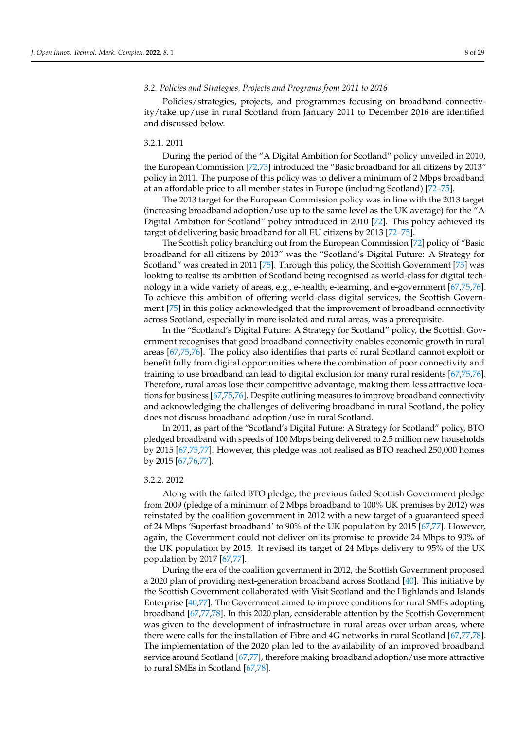### 3.2. Policies and Strategies, Projects and Programs from 2011 to 2016

Policies/strategies, projects, and programmes focusing on broadband connectivity/take up/use in rural Scotland from January 2011 to December 2016 are identified and discussed below.

#### 3.2.1. 2011

During the period of the "A Digital Ambition for Scotland" policy unveiled in 2010, the European Commission [72,73] introduced the "Basic broadband for all citizens by 2013" policy in 2011. The purpose of this policy was to deliver a minimum of 2 Mbps broadband at an affordable price to all member states in Europe (including Scotland) [72–75].

The 2013 target for the European Commission policy was in line with the 2013 target (increasing broadband adoption/use up to the same level as the UK average) for the "A Digital Ambition for Scotland" policy introduced in 2010 [72]. This policy achieved its target of delivering basic broadband for all EU citizens by 2013 [72–75].

The Scottish policy branching out from the European Commission [72] policy of "Basic broadband for all citizens by 2013" was the "Scotland's Digital Future: A Strategy for Scotland" was created in 2011 [75]. Through this policy, the Scottish Government [75] was looking to realise its ambition of Scotland being recognised as world-class for digital technology in a wide variety of areas, e.g., e-health, e-learning, and e-government [67,75,76]. To achieve this ambition of offering world-class digital services, the Scottish Government [75] in this policy acknowledged that the improvement of broadband connectivity across Scotland, especially in more isolated and rural areas, was a prerequisite.

In the "Scotland's Digital Future: A Strategy for Scotland" policy, the Scottish Government recognises that good broadband connectivity enables economic growth in rural areas [67,75,76]. The policy also identifies that parts of rural Scotland cannot exploit or benefit fully from digital opportunities where the combination of poor connectivity and training to use broadband can lead to digital exclusion for many rural residents [67,75,76]. Therefore, rural areas lose their competitive advantage, making them less attractive locations for business [67,75,76]. Despite outlining measures to improve broadband connectivity and acknowledging the challenges of delivering broadband in rural Scotland, the policy does not discuss broadband adoption/use in rural Scotland.

In 2011, as part of the "Scotland's Digital Future: A Strategy for Scotland" policy, BTO pledged broadband with speeds of 100 Mbps being delivered to 2.5 million new households by 2015 [67,75,77]. However, this pledge was not realised as BTO reached 250,000 homes by 2015 [67,76,77].

#### 3.2.2. 2012

Along with the failed BTO pledge, the previous failed Scottish Government pledge from 2009 (pledge of a minimum of 2 Mbps broadband to 100% UK premises by 2012) was reinstated by the coalition government in 2012 with a new target of a guaranteed speed of 24 Mbps 'Superfast broadband' to 90% of the UK population by 2015 [67,77]. However, again, the Government could not deliver on its promise to provide 24 Mbps to 90% of the UK population by 2015. It revised its target of 24 Mbps delivery to 95% of the UK population by 2017 [67,77].

During the era of the coalition government in 2012, the Scottish Government proposed a 2020 plan of providing next-generation broadband across Scotland [40]. This initiative by the Scottish Government collaborated with Visit Scotland and the Highlands and Islands Enterprise [40,77]. The Government aimed to improve conditions for rural SMEs adopting broadband [67,77,78]. In this 2020 plan, considerable attention by the Scottish Government was given to the development of infrastructure in rural areas over urban areas, where there were calls for the installation of Fibre and 4G networks in rural Scotland [67,77,78]. The implementation of the 2020 plan led to the availability of an improved broadband service around Scotland [67,77], therefore making broadband adoption/use more attractive to rural SMEs in Scotland [67,78].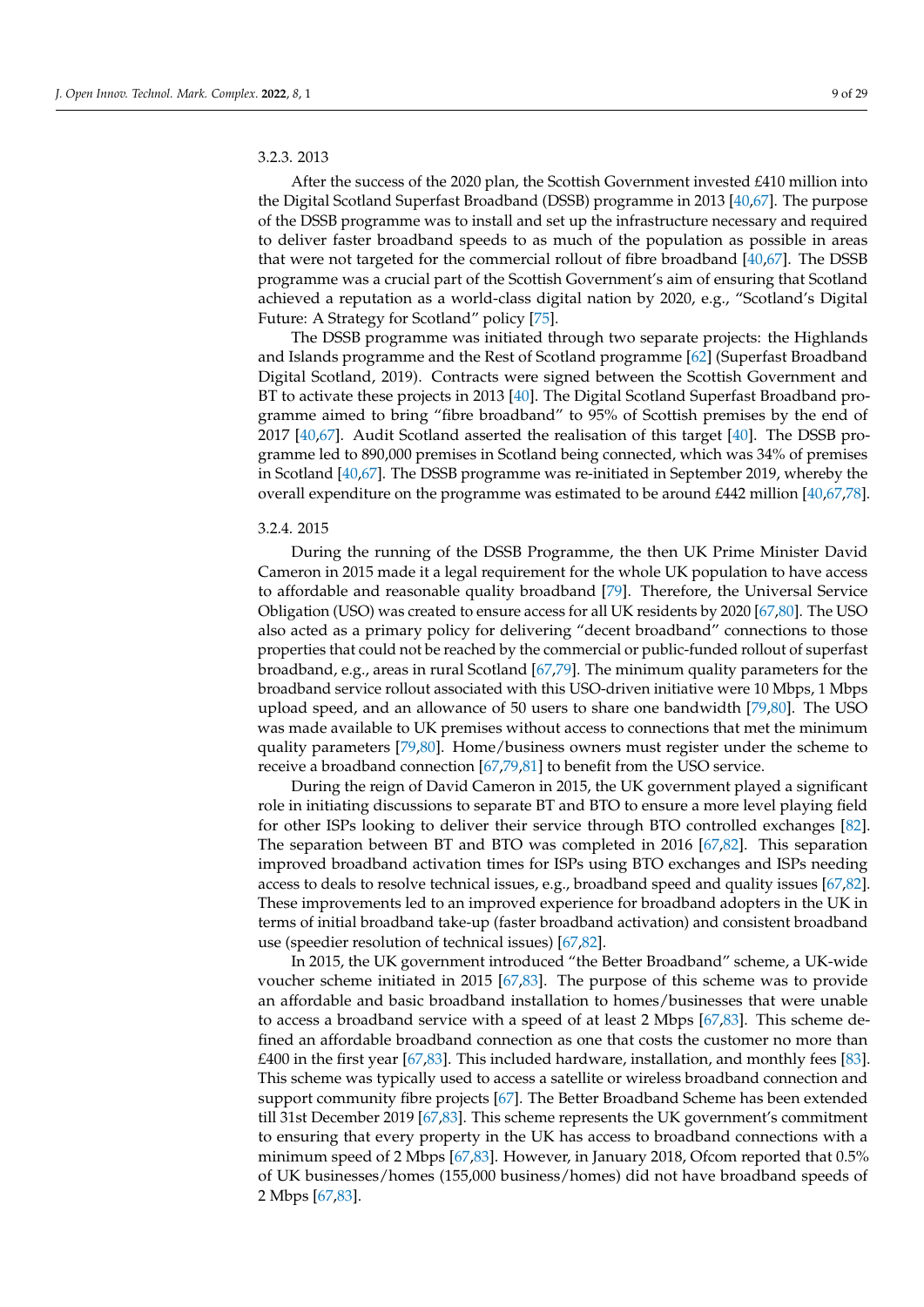#### 3.2.3. 2013

After the success of the 2020 plan, the Scottish Government invested £410 million into the Digital Scotland Superfast Broadband (DSSB) programme in 2013 [40,67]. The purpose of the DSSB programme was to install and set up the infrastructure necessary and required to deliver faster broadband speeds to as much of the population as possible in areas that were not targeted for the commercial rollout of fibre broadband [40,67]. The DSSB programme was a crucial part of the Scottish Government's aim of ensuring that Scotland achieved a reputation as a world-class digital nation by 2020, e.g., "Scotland's Digital Future: A Strategy for Scotland" policy [75].

The DSSB programme was initiated through two separate projects: the Highlands and Islands programme and the Rest of Scotland programme [62] (Superfast Broadband Digital Scotland, 2019). Contracts were signed between the Scottish Government and BT to activate these projects in 2013 [40]. The Digital Scotland Superfast Broadband programme aimed to bring "fibre broadband" to 95% of Scottish premises by the end of 2017 [40,67]. Audit Scotland asserted the realisation of this target [40]. The DSSB programme led to 890,000 premises in Scotland being connected, which was 34% of premises in Scotland [40,67]. The DSSB programme was re-initiated in September 2019, whereby the overall expenditure on the programme was estimated to be around £442 million [40,67,78].

#### 3.2.4. 2015

During the running of the DSSB Programme, the then UK Prime Minister David Cameron in 2015 made it a legal requirement for the whole UK population to have access to affordable and reasonable quality broadband [79]. Therefore, the Universal Service Obligation (USO) was created to ensure access for all UK residents by 2020 [67,80]. The USO also acted as a primary policy for delivering "decent broadband" connections to those properties that could not be reached by the commercial or public-funded rollout of superfast broadband, e.g., areas in rural Scotland [67,79]. The minimum quality parameters for the broadband service rollout associated with this USO-driven initiative were 10 Mbps, 1 Mbps upload speed, and an allowance of 50 users to share one bandwidth [79,80]. The USO was made available to UK premises without access to connections that met the minimum quality parameters [79,80]. Home/business owners must register under the scheme to receive a broadband connection [67,79,81] to benefit from the USO service.

During the reign of David Cameron in 2015, the UK government played a significant role in initiating discussions to separate BT and BTO to ensure a more level playing field for other ISPs looking to deliver their service through BTO controlled exchanges [82]. The separation between BT and BTO was completed in 2016 [67,82]. This separation improved broadband activation times for ISPs using BTO exchanges and ISPs needing access to deals to resolve technical issues, e.g., broadband speed and quality issues [67,82]. These improvements led to an improved experience for broadband adopters in the UK in terms of initial broadband take-up (faster broadband activation) and consistent broadband use (speedier resolution of technical issues) [67,82].

In 2015, the UK government introduced "the Better Broadband" scheme, a UK-wide voucher scheme initiated in 2015 [67,83]. The purpose of this scheme was to provide an affordable and basic broadband installation to homes/businesses that were unable to access a broadband service with a speed of at least 2 Mbps [67,83]. This scheme defined an affordable broadband connection as one that costs the customer no more than £400 in the first year [67,83]. This included hardware, installation, and monthly fees [83]. This scheme was typically used to access a satellite or wireless broadband connection and support community fibre projects [67]. The Better Broadband Scheme has been extended till 31st December 2019 [67,83]. This scheme represents the UK government's commitment to ensuring that every property in the UK has access to broadband connections with a minimum speed of 2 Mbps [67,83]. However, in January 2018, Ofcom reported that 0.5% of UK businesses/homes (155,000 business/homes) did not have broadband speeds of 2 Mbps [67,83].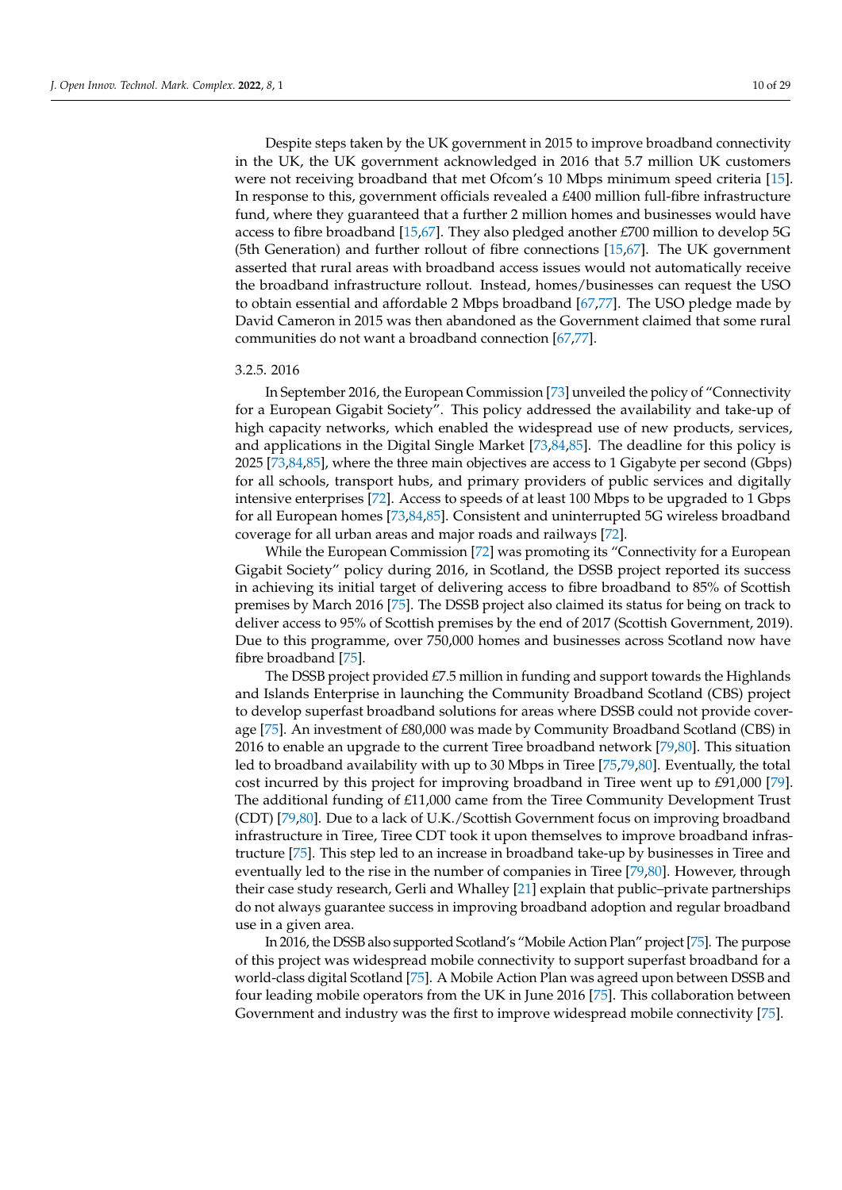Despite steps taken by the UK government in 2015 to improve broadband connectivity in the UK, the UK government acknowledged in 2016 that 5.7 million UK customers were not receiving broadband that met Ofcom's 10 Mbps minimum speed criteria [15]. In response to this, government officials revealed a £400 million full-fibre infrastructure fund, where they guaranteed that a further 2 million homes and businesses would have access to fibre broadband [15,67]. They also pledged another £700 million to develop 5G (5th Generation) and further rollout of fibre connections [15,67]. The UK government asserted that rural areas with broadband access issues would not automatically receive the broadband infrastructure rollout. Instead, homes/businesses can request the USO to obtain essential and affordable 2 Mbps broadband [67,77]. The USO pledge made by David Cameron in 2015 was then abandoned as the Government claimed that some rural communities do not want a broadband connection [67,77].

#### 3.2.5. 2016

In September 2016, the European Commission [73] unveiled the policy of "Connectivity for a European Gigabit Society". This policy addressed the availability and take-up of high capacity networks, which enabled the widespread use of new products, services, and applications in the Digital Single Market [73,84,85]. The deadline for this policy is 2025 [73,84,85], where the three main objectives are access to 1 Gigabyte per second (Gbps) for all schools, transport hubs, and primary providers of public services and digitally intensive enterprises [72]. Access to speeds of at least 100 Mbps to be upgraded to 1 Gbps for all European homes [73,84,85]. Consistent and uninterrupted 5G wireless broadband coverage for all urban areas and major roads and railways [72].

While the European Commission [72] was promoting its "Connectivity for a European Gigabit Society" policy during 2016, in Scotland, the DSSB project reported its success in achieving its initial target of delivering access to fibre broadband to 85% of Scottish premises by March 2016 [75]. The DSSB project also claimed its status for being on track to deliver access to 95% of Scottish premises by the end of 2017 (Scottish Government, 2019). Due to this programme, over 750,000 homes and businesses across Scotland now have fibre broadband [75].

The DSSB project provided £7.5 million in funding and support towards the Highlands and Islands Enterprise in launching the Community Broadband Scotland (CBS) project to develop superfast broadband solutions for areas where DSSB could not provide coverage [75]. An investment of £80,000 was made by Community Broadband Scotland (CBS) in 2016 to enable an upgrade to the current Tiree broadband network [79,80]. This situation led to broadband availability with up to 30 Mbps in Tiree [75,79,80]. Eventually, the total cost incurred by this project for improving broadband in Tiree went up to £91,000 [79]. The additional funding of £11,000 came from the Tiree Community Development Trust (CDT) [79,80]. Due to a lack of U.K./Scottish Government focus on improving broadband infrastructure in Tiree, Tiree CDT took it upon themselves to improve broadband infrastructure [75]. This step led to an increase in broadband take-up by businesses in Tiree and eventually led to the rise in the number of companies in Tiree [79,80]. However, through their case study research, Gerli and Whalley [21] explain that public–private partnerships do not always guarantee success in improving broadband adoption and regular broadband use in a given area.

In 2016, the DSSB also supported Scotland's "Mobile Action Plan" project [75]. The purpose of this project was widespread mobile connectivity to support superfast broadband for a world-class digital Scotland [75]. A Mobile Action Plan was agreed upon between DSSB and four leading mobile operators from the UK in June 2016 [75]. This collaboration between Government and industry was the first to improve widespread mobile connectivity [75].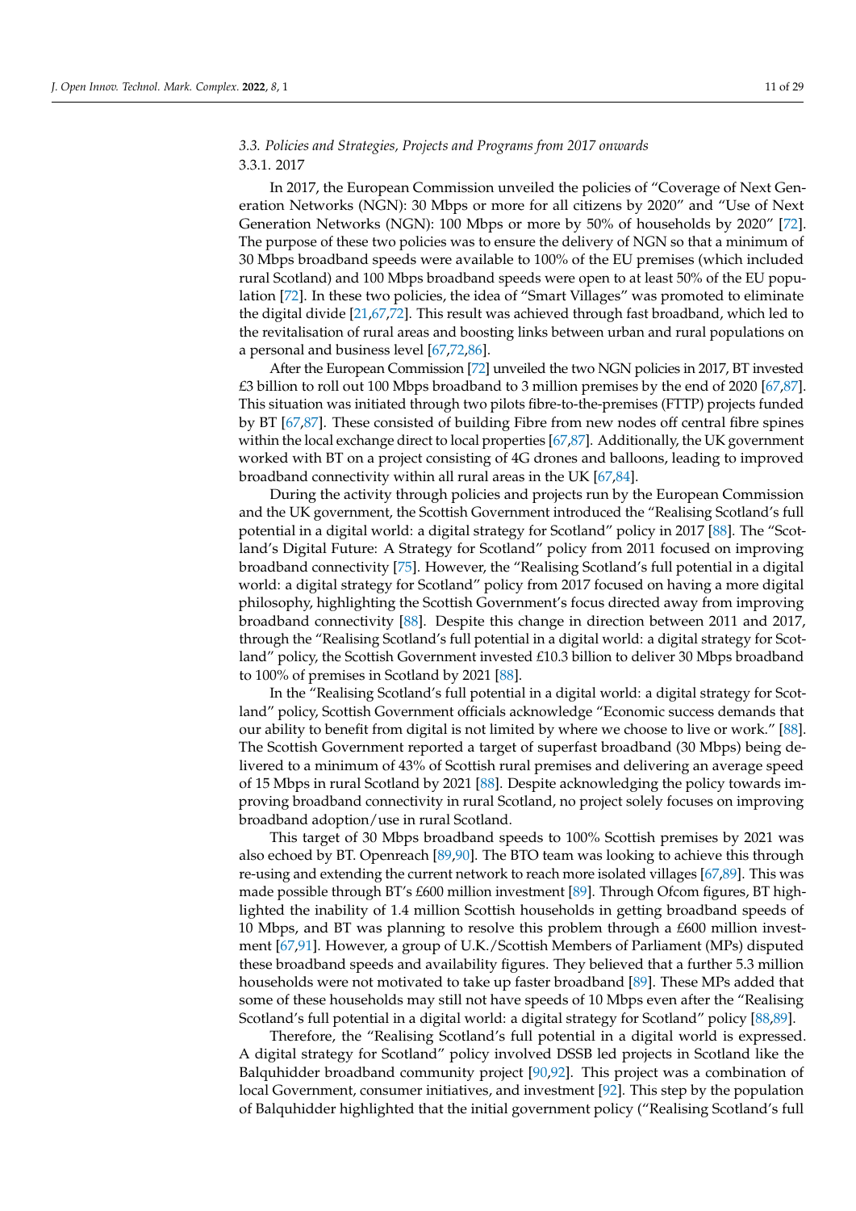### 3.3. Policies and Strategies, Projects and Programs from 2017 onwards

#### 3.3.1. 2017

In 2017, the European Commission unveiled the policies of "Coverage of Next Generation Networks (NGN): 30 Mbps or more for all citizens by 2020" and "Use of Next Generation Networks (NGN): 100 Mbps or more by 50% of households by 2020" [72]. The purpose of these two policies was to ensure the delivery of NGN so that a minimum of 30 Mbps broadband speeds were available to 100% of the EU premises (which included rural Scotland) and 100 Mbps broadband speeds were open to at least 50% of the EU population [72]. In these two policies, the idea of "Smart Villages" was promoted to eliminate the digital divide [21,67,72]. This result was achieved through fast broadband, which led to the revitalisation of rural areas and boosting links between urban and rural populations on a personal and business level [67,72,86].

After the European Commission [72] unveiled the two NGN policies in 2017, BT invested £3 billion to roll out 100 Mbps broadband to 3 million premises by the end of 2020 [67,87]. This situation was initiated through two pilots fibre-to-the-premises (FTTP) projects funded by BT [67,87]. These consisted of building Fibre from new nodes off central fibre spines within the local exchange direct to local properties [67,87]. Additionally, the UK government worked with BT on a project consisting of 4G drones and balloons, leading to improved broadband connectivity within all rural areas in the UK [67,84].

During the activity through policies and projects run by the European Commission and the UK government, the Scottish Government introduced the "Realising Scotland's full potential in a digital world: a digital strategy for Scotland" policy in 2017 [88]. The "Scotland's Digital Future: A Strategy for Scotland" policy from 2011 focused on improving broadband connectivity [75]. However, the "Realising Scotland's full potential in a digital world: a digital strategy for Scotland" policy from 2017 focused on having a more digital philosophy, highlighting the Scottish Government's focus directed away from improving broadband connectivity [88]. Despite this change in direction between 2011 and 2017, through the "Realising Scotland's full potential in a digital world: a digital strategy for Scotland" policy, the Scottish Government invested £10.3 billion to deliver 30 Mbps broadband to 100% of premises in Scotland by 2021 [88].

In the "Realising Scotland's full potential in a digital world: a digital strategy for Scotland" policy, Scottish Government officials acknowledge "Economic success demands that our ability to benefit from digital is not limited by where we choose to live or work." [88]. The Scottish Government reported a target of superfast broadband (30 Mbps) being delivered to a minimum of 43% of Scottish rural premises and delivering an average speed of 15 Mbps in rural Scotland by 2021 [88]. Despite acknowledging the policy towards improving broadband connectivity in rural Scotland, no project solely focuses on improving broadband adoption/use in rural Scotland.

This target of 30 Mbps broadband speeds to 100% Scottish premises by 2021 was also echoed by BT. Openreach [89,90]. The BTO team was looking to achieve this through re-using and extending the current network to reach more isolated villages [67,89]. This was made possible through BT's £600 million investment [89]. Through Ofcom figures, BT highlighted the inability of 1.4 million Scottish households in getting broadband speeds of 10 Mbps, and BT was planning to resolve this problem through a £600 million investment [67,91]. However, a group of U.K./Scottish Members of Parliament (MPs) disputed these broadband speeds and availability figures. They believed that a further 5.3 million households were not motivated to take up faster broadband [89]. These MPs added that some of these households may still not have speeds of 10 Mbps even after the "Realising Scotland's full potential in a digital world: a digital strategy for Scotland" policy [88,89].

Therefore, the "Realising Scotland's full potential in a digital world is expressed. A digital strategy for Scotland" policy involved DSSB led projects in Scotland like the Balquhidder broadband community project [90,92]. This project was a combination of local Government, consumer initiatives, and investment [92]. This step by the population of Balquhidder highlighted that the initial government policy ("Realising Scotland's full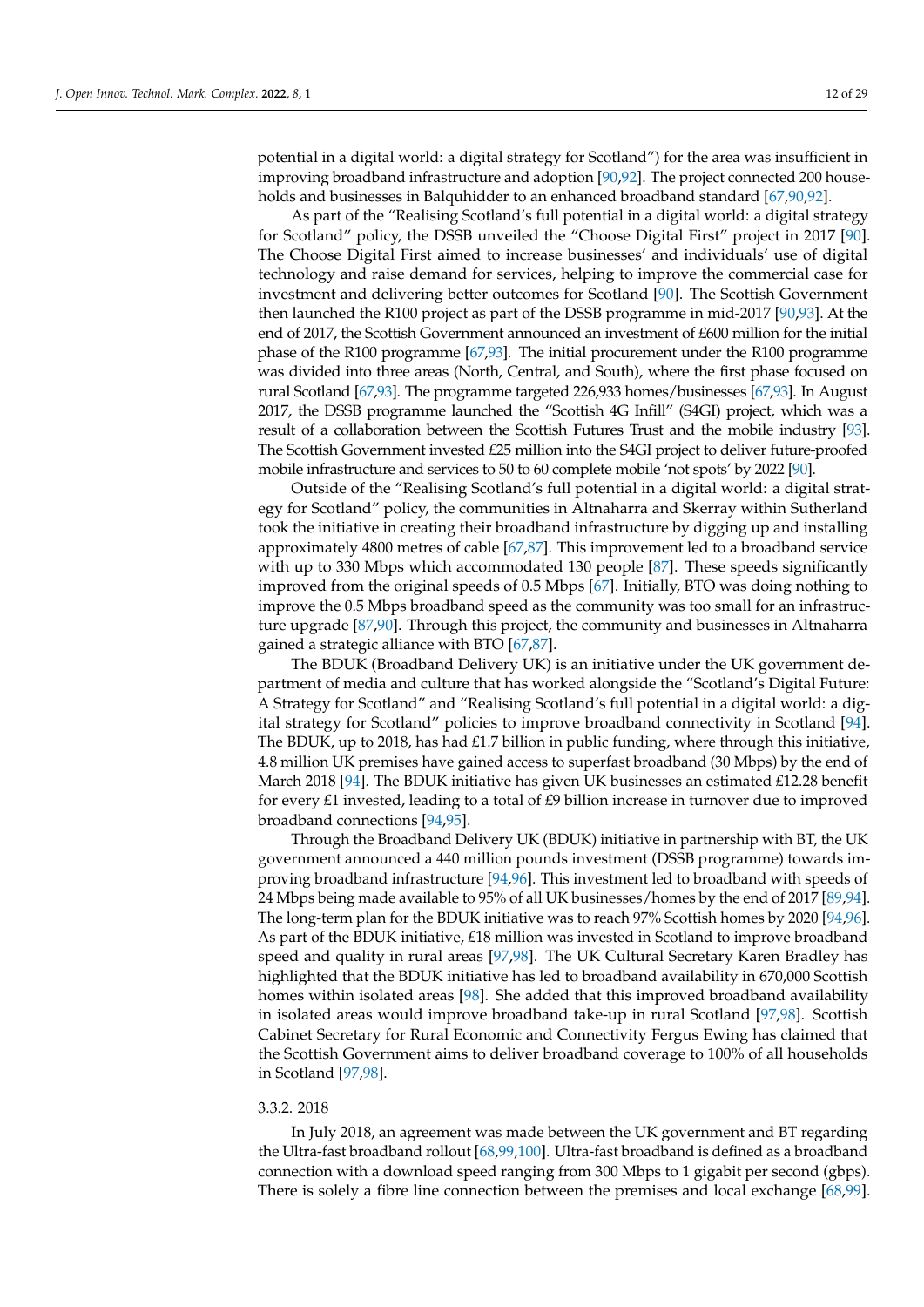potential in a digital world: a digital strategy for Scotland") for the area was insufficient in improving broadband infrastructure and adoption [90,92]. The project connected 200 households and businesses in Balquhidder to an enhanced broadband standard [67,90,92].

As part of the "Realising Scotland's full potential in a digital world: a digital strategy for Scotland" policy, the DSSB unveiled the "Choose Digital First" project in 2017 [90]. The Choose Digital First aimed to increase businesses' and individuals' use of digital technology and raise demand for services, helping to improve the commercial case for investment and delivering better outcomes for Scotland [90]. The Scottish Government then launched the R100 project as part of the DSSB programme in mid-2017 [90,93]. At the end of 2017, the Scottish Government announced an investment of £600 million for the initial phase of the R100 programme [67,93]. The initial procurement under the R100 programme was divided into three areas (North, Central, and South), where the first phase focused on rural Scotland [67,93]. The programme targeted 226,933 homes/businesses [67,93]. In August 2017, the DSSB programme launched the "Scottish 4G Infill" (S4GI) project, which was a result of a collaboration between the Scottish Futures Trust and the mobile industry [93]. The Scottish Government invested £25 million into the S4GI project to deliver future-proofed mobile infrastructure and services to 50 to 60 complete mobile 'not spots' by 2022 [90].

Outside of the "Realising Scotland's full potential in a digital world: a digital strategy for Scotland" policy, the communities in Altnaharra and Skerray within Sutherland took the initiative in creating their broadband infrastructure by digging up and installing approximately 4800 metres of cable [67,87]. This improvement led to a broadband service with up to 330 Mbps which accommodated 130 people [87]. These speeds significantly improved from the original speeds of 0.5 Mbps [67]. Initially, BTO was doing nothing to improve the 0.5 Mbps broadband speed as the community was too small for an infrastructure upgrade [87,90]. Through this project, the community and businesses in Altnaharra gained a strategic alliance with BTO [67,87].

The BDUK (Broadband Delivery UK) is an initiative under the UK government department of media and culture that has worked alongside the "Scotland's Digital Future: A Strategy for Scotland" and "Realising Scotland's full potential in a digital world: a digital strategy for Scotland" policies to improve broadband connectivity in Scotland [94]. The BDUK, up to 2018, has had £1.7 billion in public funding, where through this initiative, 4.8 million UK premises have gained access to superfast broadband (30 Mbps) by the end of March 2018 [94]. The BDUK initiative has given UK businesses an estimated £12.28 benefit for every £1 invested, leading to a total of £9 billion increase in turnover due to improved broadband connections [94,95].

Through the Broadband Delivery UK (BDUK) initiative in partnership with BT, the UK government announced a 440 million pounds investment (DSSB programme) towards improving broadband infrastructure [94,96]. This investment led to broadband with speeds of 24 Mbps being made available to 95% of all UK businesses/homes by the end of 2017 [89,94]. The long-term plan for the BDUK initiative was to reach 97% Scottish homes by 2020 [94,96]. As part of the BDUK initiative, £18 million was invested in Scotland to improve broadband speed and quality in rural areas [97,98]. The UK Cultural Secretary Karen Bradley has highlighted that the BDUK initiative has led to broadband availability in 670,000 Scottish homes within isolated areas [98]. She added that this improved broadband availability in isolated areas would improve broadband take-up in rural Scotland [97,98]. Scottish Cabinet Secretary for Rural Economic and Connectivity Fergus Ewing has claimed that the Scottish Government aims to deliver broadband coverage to 100% of all households in Scotland [97,98].

#### 3.3.2. 2018

In July 2018, an agreement was made between the UK government and BT regarding the Ultra-fast broadband rollout [68,99,100]. Ultra-fast broadband is defined as a broadband connection with a download speed ranging from 300 Mbps to 1 gigabit per second (gbps). There is solely a fibre line connection between the premises and local exchange [68,99].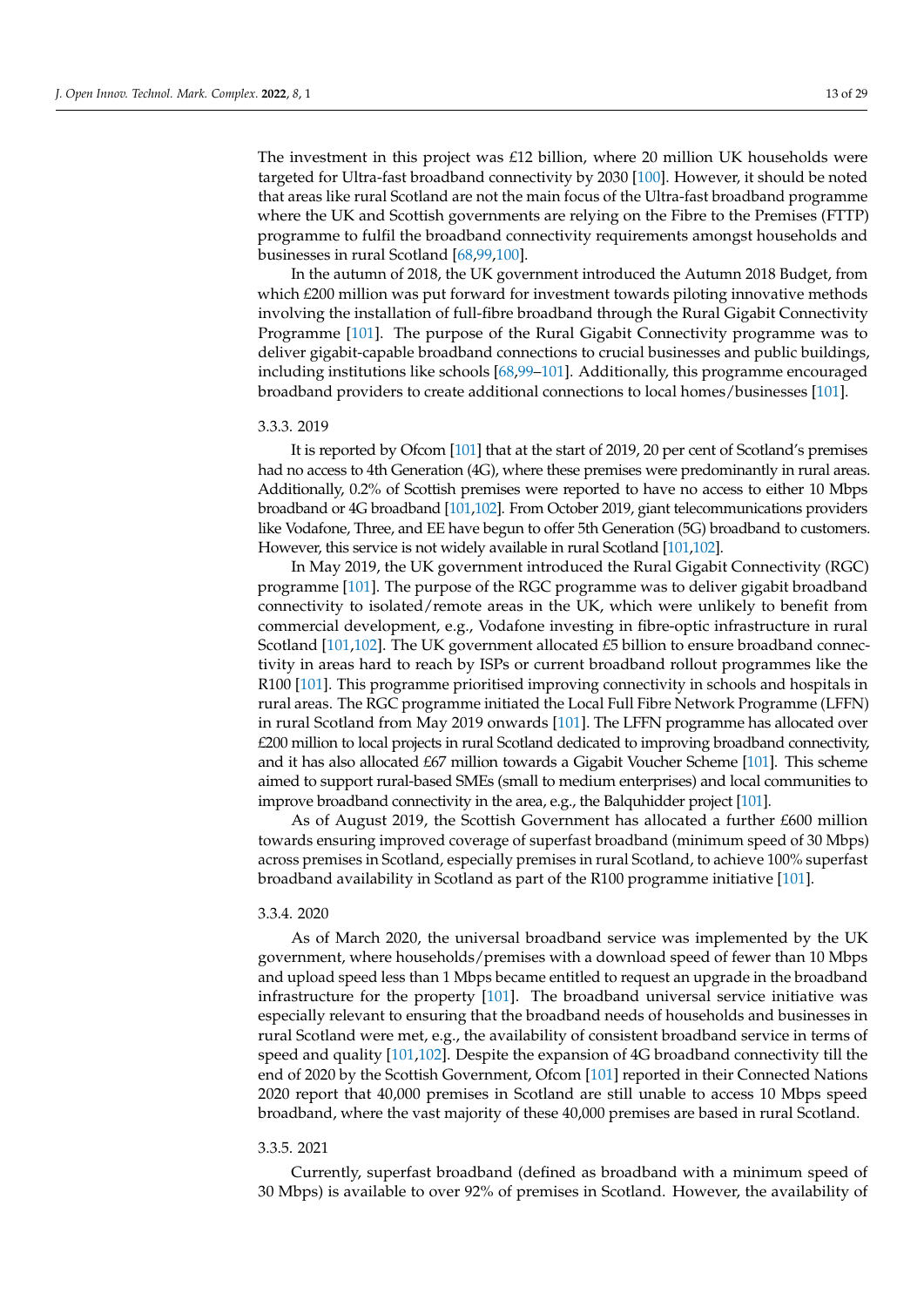The investment in this project was £12 billion, where 20 million UK households were targeted for Ultra-fast broadband connectivity by 2030 [100]. However, it should be noted that areas like rural Scotland are not the main focus of the Ultra-fast broadband programme where the UK and Scottish governments are relying on the Fibre to the Premises (FTTP) programme to fulfil the broadband connectivity requirements amongst households and businesses in rural Scotland [68,99,100].

In the autumn of 2018, the UK government introduced the Autumn 2018 Budget, from which £200 million was put forward for investment towards piloting innovative methods involving the installation of full-fibre broadband through the Rural Gigabit Connectivity Programme [101]. The purpose of the Rural Gigabit Connectivity programme was to deliver gigabit-capable broadband connections to crucial businesses and public buildings, including institutions like schools [68,99–101]. Additionally, this programme encouraged broadband providers to create additional connections to local homes/businesses [101].

#### 3.3.3. 2019

It is reported by Ofcom [101] that at the start of 2019, 20 per cent of Scotland's premises had no access to 4th Generation (4G), where these premises were predominantly in rural areas. Additionally, 0.2% of Scottish premises were reported to have no access to either 10 Mbps broadband or 4G broadband [101,102]. From October 2019, giant telecommunications providers like Vodafone, Three, and EE have begun to offer 5th Generation (5G) broadband to customers. However, this service is not widely available in rural Scotland [101,102].

In May 2019, the UK government introduced the Rural Gigabit Connectivity (RGC) programme [101]. The purpose of the RGC programme was to deliver gigabit broadband connectivity to isolated/remote areas in the UK, which were unlikely to benefit from commercial development, e.g., Vodafone investing in fibre-optic infrastructure in rural Scotland [101,102]. The UK government allocated £5 billion to ensure broadband connectivity in areas hard to reach by ISPs or current broadband rollout programmes like the R100 [101]. This programme prioritised improving connectivity in schools and hospitals in rural areas. The RGC programme initiated the Local Full Fibre Network Programme (LFFN) in rural Scotland from May 2019 onwards [101]. The LFFN programme has allocated over £200 million to local projects in rural Scotland dedicated to improving broadband connectivity, and it has also allocated £67 million towards a Gigabit Voucher Scheme [101]. This scheme aimed to support rural-based SMEs (small to medium enterprises) and local communities to improve broadband connectivity in the area, e.g., the Balquhidder project [101].

As of August 2019, the Scottish Government has allocated a further £600 million towards ensuring improved coverage of superfast broadband (minimum speed of 30 Mbps) across premises in Scotland, especially premises in rural Scotland, to achieve 100% superfast broadband availability in Scotland as part of the R100 programme initiative [101].

#### 3.3.4. 2020

As of March 2020, the universal broadband service was implemented by the UK government, where households/premises with a download speed of fewer than 10 Mbps and upload speed less than 1 Mbps became entitled to request an upgrade in the broadband infrastructure for the property [101]. The broadband universal service initiative was especially relevant to ensuring that the broadband needs of households and businesses in rural Scotland were met, e.g., the availability of consistent broadband service in terms of speed and quality [101,102]. Despite the expansion of 4G broadband connectivity till the end of 2020 by the Scottish Government, Ofcom [101] reported in their Connected Nations 2020 report that 40,000 premises in Scotland are still unable to access 10 Mbps speed broadband, where the vast majority of these 40,000 premises are based in rural Scotland.

#### 3.3.5. 2021

Currently, superfast broadband (defined as broadband with a minimum speed of 30 Mbps) is available to over 92% of premises in Scotland. However, the availability of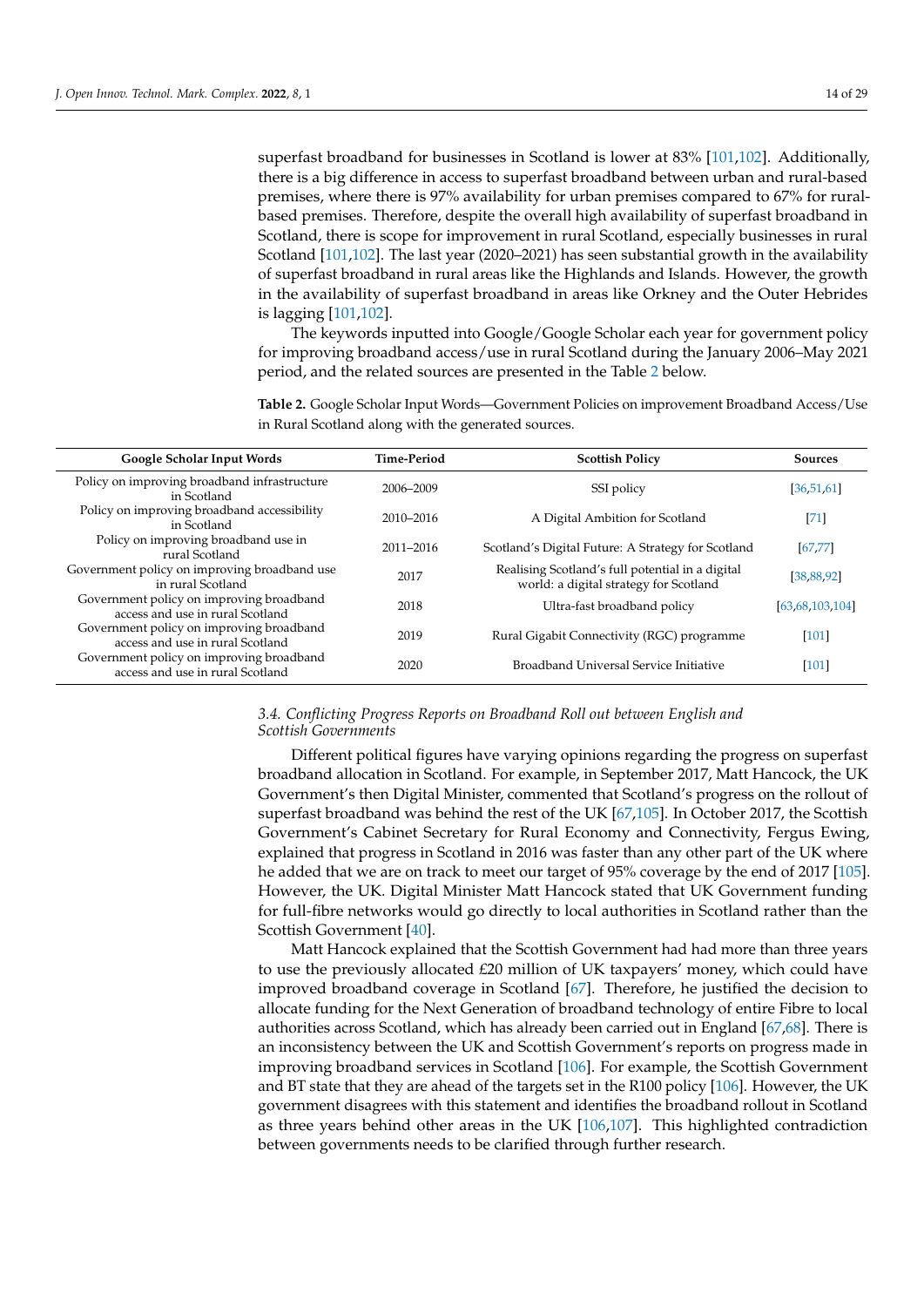superfast broadband for businesses in Scotland is lower at 83% [101,102]. Additionally, there is a big difference in access to superfast broadband between urban and rural-based premises, where there is 97% availability for urban premises compared to 67% for rural-based premises. Therefore, despite the overall high availability of superfast broadband in Scotland, there is scope for improvement in rural Scotland, especially businesses in rural Scotland [101,102]. The last year (2020–2021) has seen substantial growth in the availability of superfast broadband in rural areas like the Highlands and Islands. However, the growth in the availability of superfast broadband in areas like Orkney and the Outer Hebrides is lagging [101,102].

The keywords inputted into Google/Google Scholar each year for government policy for improving broadband access/use in rural Scotland during the January 2006–May 2021 period, and the related sources are presented in the Table 2 below.

**Table 2.** Google Scholar Input Words—Government Policies on improvement Broadband Access/Use in Rural Scotland along with the generated sources.

| Google Scholar Input Words | Time-Period | Scottish Policy | Sources |
|---|---|---|---|
| Policy on improving broadband infrastructure in Scotland | 2006–2009 | SSI policy | [36,51,61] |
| Policy on improving broadband accessibility in Scotland | 2010–2016 | A Digital Ambition for Scotland | [71] |
| Policy on improving broadband use in rural Scotland | 2011–2016 | Scotland's Digital Future: A Strategy for Scotland | [67,77] |
| Government policy on improving broadband use in rural Scotland | 2017 | Realising Scotland's full potential in a digital world: a digital strategy for Scotland | [38,88,92] |
| Government policy on improving broadband access and use in rural Scotland | 2018 | Ultra-fast broadband policy | [63,68,103,104] |
| Government policy on improving broadband access and use in rural Scotland | 2019 | Rural Gigabit Connectivity (RGC) programme | [101] |
| Government policy on improving broadband access and use in rural Scotland | 2020 | Broadband Universal Service Initiative | [101] |

### *3.4. Conflicting Progress Reports on Broadband Roll out between English and Scottish Governments*

Different political figures have varying opinions regarding the progress on superfast broadband allocation in Scotland. For example, in September 2017, Matt Hancock, the UK Government's then Digital Minister, commented that Scotland's progress on the rollout of superfast broadband was behind the rest of the UK [67,105]. In October 2017, the Scottish Government's Cabinet Secretary for Rural Economy and Connectivity, Fergus Ewing, explained that progress in Scotland in 2016 was faster than any other part of the UK where he added that we are on track to meet our target of 95% coverage by the end of 2017 [105]. However, the UK. Digital Minister Matt Hancock stated that UK Government funding for full-fibre networks would go directly to local authorities in Scotland rather than the Scottish Government [40].

Matt Hancock explained that the Scottish Government had had more than three years to use the previously allocated £20 million of UK taxpayers' money, which could have improved broadband coverage in Scotland [67]. Therefore, he justified the decision to allocate funding for the Next Generation of broadband technology of entire Fibre to local authorities across Scotland, which has already been carried out in England [67,68]. There is an inconsistency between the UK and Scottish Government's reports on progress made in improving broadband services in Scotland [106]. For example, the Scottish Government and BT state that they are ahead of the targets set in the R100 policy [106]. However, the UK government disagrees with this statement and identifies the broadband rollout in Scotland as three years behind other areas in the UK [106,107]. This highlighted contradiction between governments needs to be clarified through further research.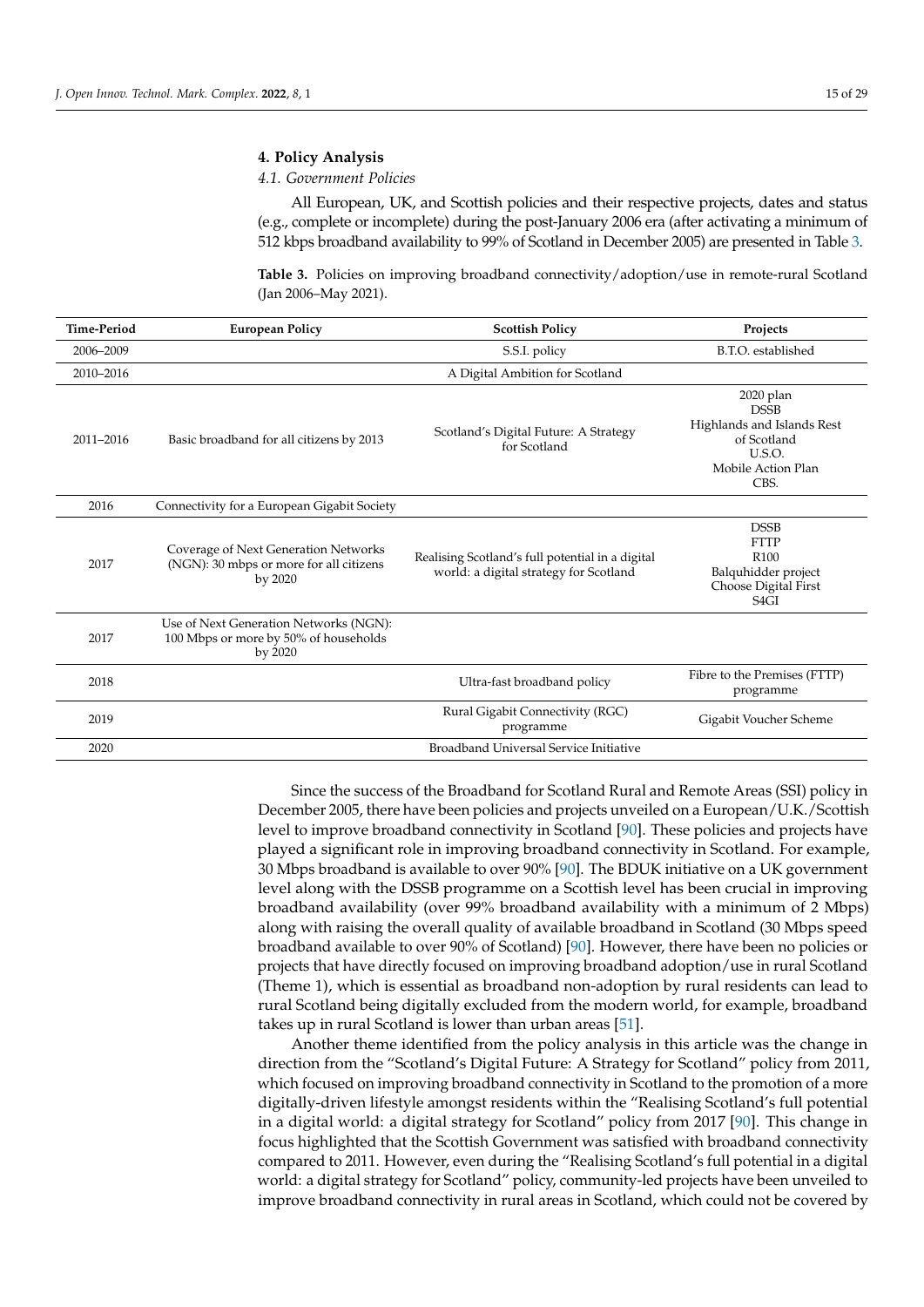## 4. Policy Analysis

### *4.1. Government Policies*

All European, UK, and Scottish policies and their respective projects, dates and status (e.g., complete or incomplete) during the post-January 2006 era (after activating a minimum of 512 kbps broadband availability to 99% of Scotland in December 2005) are presented in Table 3.

**Table 3.** Policies on improving broadband connectivity/adoption/use in remote-rural Scotland (Jan 2006–May 2021).

| Time-Period | European Policy | Scottish Policy | Projects |
|---|---|---|---|
| 2006–2009 | | S.S.I. policy | B.T.O. established |
| 2010–2016 | | A Digital Ambition for Scotland | |
| 2011–2016 | Basic broadband for all citizens by 2013 | Scotland's Digital Future: A Strategy for Scotland | 2020 plan<br>DSSB<br>Highlands and Islands Rest of Scotland<br>U.S.O.<br>Mobile Action Plan<br>CBS. |
| 2016 | Connectivity for a European Gigabit Society | | |
| 2017 | Coverage of Next Generation Networks (NGN): 30 mbps or more for all citizens by 2020 | Realising Scotland's full potential in a digital world: a digital strategy for Scotland | DSSB<br>FTTP<br>R100<br>Balquhidder project<br>Choose Digital First<br>S4GI |
| 2017 | Use of Next Generation Networks (NGN): 100 Mbps or more by 50% of households by 2020 | | |
| 2018 | | Ultra-fast broadband policy | Fibre to the Premises (FTTP) programme |
| 2019 | | Rural Gigabit Connectivity (RGC) programme | Gigabit Voucher Scheme |
| 2020 | | Broadband Universal Service Initiative | |

Since the success of the Broadband for Scotland Rural and Remote Areas (SSI) policy in December 2005, there have been policies and projects unveiled on a European/U.K./Scottish level to improve broadband connectivity in Scotland [90]. These policies and projects have played a significant role in improving broadband connectivity in Scotland. For example, 30 Mbps broadband is available to over 90% [90]. The BDUK initiative on a UK government level along with the DSSB programme on a Scottish level has been crucial in improving broadband availability (over 99% broadband availability with a minimum of 2 Mbps) along with raising the overall quality of available broadband in Scotland (30 Mbps speed broadband available to over 90% of Scotland) [90]. However, there have been no policies or projects that have directly focused on improving broadband adoption/use in rural Scotland (Theme 1), which is essential as broadband non-adoption by rural residents can lead to rural Scotland being digitally excluded from the modern world, for example, broadband takes up in rural Scotland is lower than urban areas [51].

Another theme identified from the policy analysis in this article was the change in direction from the "Scotland's Digital Future: A Strategy for Scotland" policy from 2011, which focused on improving broadband connectivity in Scotland to the promotion of a more digitally-driven lifestyle amongst residents within the "Realising Scotland's full potential in a digital world: a digital strategy for Scotland" policy from 2017 [90]. This change in focus highlighted that the Scottish Government was satisfied with broadband connectivity compared to 2011. However, even during the "Realising Scotland's full potential in a digital world: a digital strategy for Scotland" policy, community-led projects have been unveiled to improve broadband connectivity in rural areas in Scotland, which could not be covered by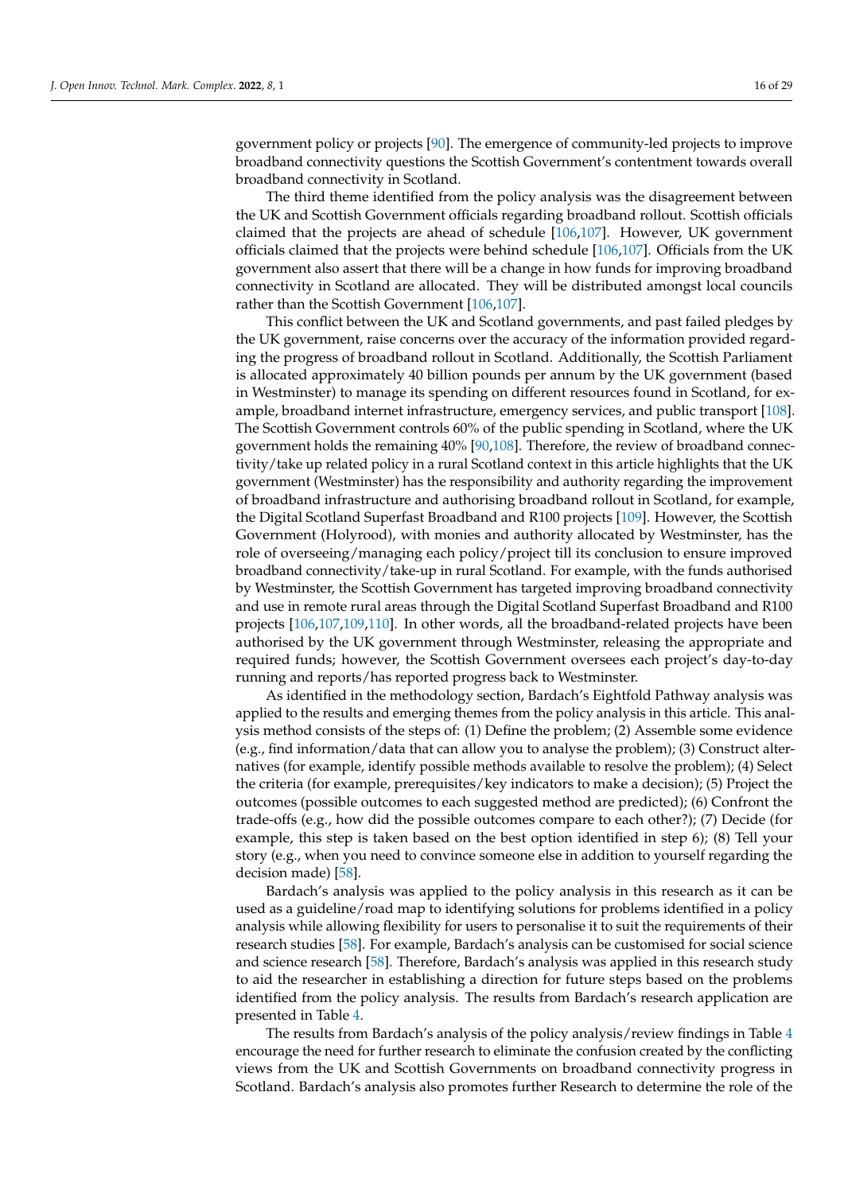government policy or projects [90]. The emergence of community-led projects to improve broadband connectivity questions the Scottish Government's contentment towards overall broadband connectivity in Scotland.

The third theme identified from the policy analysis was the disagreement between the UK and Scottish Government officials regarding broadband rollout. Scottish officials claimed that the projects are ahead of schedule [106,107]. However, UK government officials claimed that the projects were behind schedule [106,107]. Officials from the UK government also assert that there will be a change in how funds for improving broadband connectivity in Scotland are allocated. They will be distributed amongst local councils rather than the Scottish Government [106,107].

This conflict between the UK and Scotland governments, and past failed pledges by the UK government, raise concerns over the accuracy of the information provided regarding the progress of broadband rollout in Scotland. Additionally, the Scottish Parliament is allocated approximately 40 billion pounds per annum by the UK government (based in Westminster) to manage its spending on different resources found in Scotland, for example, broadband internet infrastructure, emergency services, and public transport [108]. The Scottish Government controls 60% of the public spending in Scotland, where the UK government holds the remaining 40% [90,108]. Therefore, the review of broadband connectivity/take up related policy in a rural Scotland context in this article highlights that the UK government (Westminster) has the responsibility and authority regarding the improvement of broadband infrastructure and authorising broadband rollout in Scotland, for example, the Digital Scotland Superfast Broadband and R100 projects [109]. However, the Scottish Government (Holyrood), with monies and authority allocated by Westminster, has the role of overseeing/managing each policy/project till its conclusion to ensure improved broadband connectivity/take-up in rural Scotland. For example, with the funds authorised by Westminster, the Scottish Government has targeted improving broadband connectivity and use in remote rural areas through the Digital Scotland Superfast Broadband and R100 projects [106,107,109,110]. In other words, all the broadband-related projects have been authorised by the UK government through Westminster, releasing the appropriate and required funds; however, the Scottish Government oversees each project's day-to-day running and reports/has reported progress back to Westminster.

As identified in the methodology section, Bardach's Eightfold Pathway analysis was applied to the results and emerging themes from the policy analysis in this article. This analysis method consists of the steps of: (1) Define the problem; (2) Assemble some evidence (e.g., find information/data that can allow you to analyse the problem); (3) Construct alternatives (for example, identify possible methods available to resolve the problem); (4) Select the criteria (for example, prerequisites/key indicators to make a decision); (5) Project the outcomes (possible outcomes to each suggested method are predicted); (6) Confront the trade-offs (e.g., how did the possible outcomes compare to each other?); (7) Decide (for example, this step is taken based on the best option identified in step 6); (8) Tell your story (e.g., when you need to convince someone else in addition to yourself regarding the decision made) [58].

Bardach's analysis was applied to the policy analysis in this research as it can be used as a guideline/road map to identifying solutions for problems identified in a policy analysis while allowing flexibility for users to personalise it to suit the requirements of their research studies [58]. For example, Bardach's analysis can be customised for social science and science research [58]. Therefore, Bardach's analysis was applied in this research study to aid the researcher in establishing a direction for future steps based on the problems identified from the policy analysis. The results from Bardach's research application are presented in Table 4.

The results from Bardach's analysis of the policy analysis/review findings in Table 4 encourage the need for further research to eliminate the confusion created by the conflicting views from the UK and Scottish Governments on broadband connectivity progress in Scotland. Bardach's analysis also promotes further Research to determine the role of the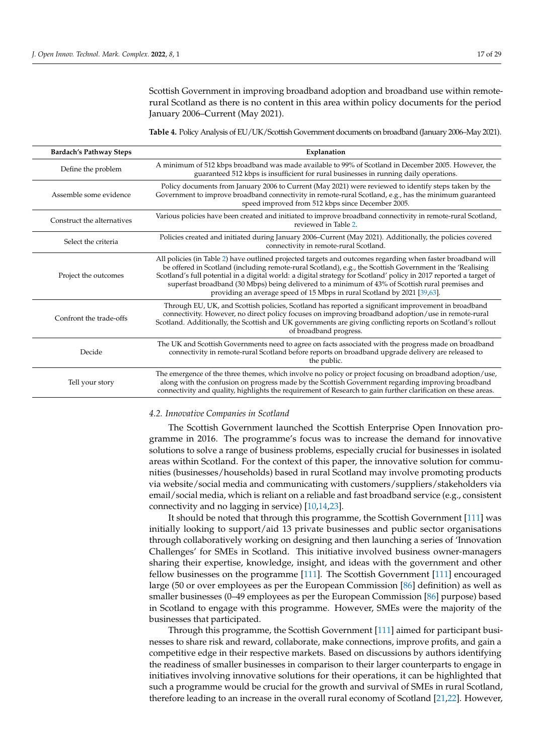Scottish Government in improving broadband adoption and broadband use within remote-rural Scotland as there is no content in this area within policy documents for the period January 2006–Current (May 2021).

**Table 4.** Policy Analysis of EU/UK/Scottish Government documents on broadband (January 2006–May 2021).

| Bardach's Pathway Steps | Explanation |
| --- | --- |
| Define the problem | A minimum of 512 kbps broadband was made available to 99% of Scotland in December 2005. However, the guaranteed 512 kbps is insufficient for rural businesses in running daily operations. |
| Assemble some evidence | Policy documents from January 2006 to Current (May 2021) were reviewed to identify steps taken by the Government to improve broadband connectivity in remote-rural Scotland, e.g., has the minimum guaranteed speed improved from 512 kbps since December 2005. |
| Construct the alternatives | Various policies have been created and initiated to improve broadband connectivity in remote-rural Scotland, reviewed in Table 2. |
| Select the criteria | Policies created and initiated during January 2006–Current (May 2021). Additionally, the policies covered connectivity in remote-rural Scotland. |
| Project the outcomes | All policies (in Table 2) have outlined projected targets and outcomes regarding when faster broadband will be offered in Scotland (including remote-rural Scotland), e.g., the Scottish Government in the 'Realising Scotland's full potential in a digital world: a digital strategy for Scotland' policy in 2017 reported a target of superfast broadband (30 Mbps) being delivered to a minimum of 43% of Scottish rural premises and providing an average speed of 15 Mbps in rural Scotland by 2021 [39,63]. |
| Confront the trade-offs | Through EU, UK, and Scottish policies, Scotland has reported a significant improvement in broadband connectivity. However, no direct policy focuses on improving broadband adoption/use in remote-rural Scotland. Additionally, the Scottish and UK governments are giving conflicting reports on Scotland's rollout of broadband progress. |
| Decide | The UK and Scottish Governments need to agree on facts associated with the progress made on broadband connectivity in remote-rural Scotland before reports on broadband upgrade delivery are released to the public. |
| Tell your story | The emergence of the three themes, which involve no policy or project focusing on broadband adoption/use, along with the confusion on progress made by the Scottish Government regarding improving broadband connectivity and quality, highlights the requirement of Research to gain further clarification on these areas. |

### *4.2. Innovative Companies in Scotland*

The Scottish Government launched the Scottish Enterprise Open Innovation programme in 2016. The programme's focus was to increase the demand for innovative solutions to solve a range of business problems, especially crucial for businesses in isolated areas within Scotland. For the context of this paper, the innovative solution for communities (businesses/households) based in rural Scotland may involve promoting products via website/social media and communicating with customers/suppliers/stakeholders via email/social media, which is reliant on a reliable and fast broadband service (e.g., consistent connectivity and no lagging in service) [10,14,23].

It should be noted that through this programme, the Scottish Government [111] was initially looking to support/aid 13 private businesses and public sector organisations through collaboratively working on designing and then launching a series of 'Innovation Challenges' for SMEs in Scotland. This initiative involved business owner-managers sharing their expertise, knowledge, insight, and ideas with the government and other fellow businesses on the programme [111]. The Scottish Government [111] encouraged large (50 or over employees as per the European Commission [86] definition) as well as smaller businesses (0–49 employees as per the European Commission [86] purpose) based in Scotland to engage with this programme. However, SMEs were the majority of the businesses that participated.

Through this programme, the Scottish Government [111] aimed for participant businesses to share risk and reward, collaborate, make connections, improve profits, and gain a competitive edge in their respective markets. Based on discussions by authors identifying the readiness of smaller businesses in comparison to their larger counterparts to engage in initiatives involving innovative solutions for their operations, it can be highlighted that such a programme would be crucial for the growth and survival of SMEs in rural Scotland, therefore leading to an increase in the overall rural economy of Scotland [21,22]. However,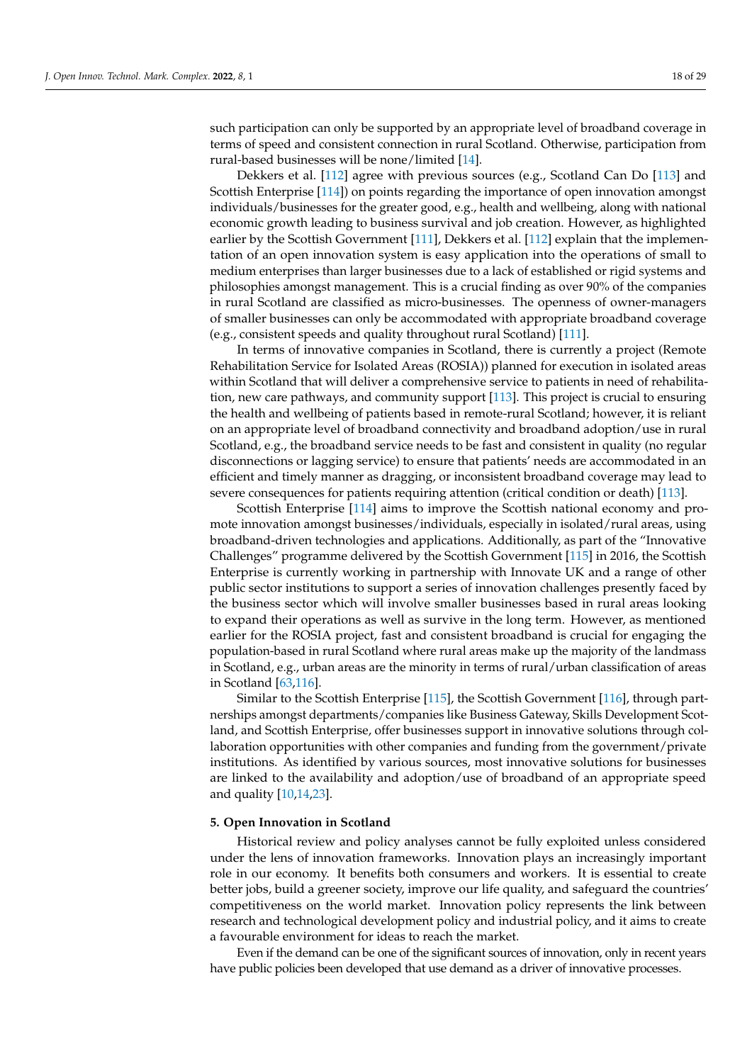such participation can only be supported by an appropriate level of broadband coverage in terms of speed and consistent connection in rural Scotland. Otherwise, participation from rural-based businesses will be none/limited [14].

Dekkers et al. [112] agree with previous sources (e.g., Scotland Can Do [113] and Scottish Enterprise [114]) on points regarding the importance of open innovation amongst individuals/businesses for the greater good, e.g., health and wellbeing, along with national economic growth leading to business survival and job creation. However, as highlighted earlier by the Scottish Government [111], Dekkers et al. [112] explain that the implementation of an open innovation system is easy application into the operations of small to medium enterprises than larger businesses due to a lack of established or rigid systems and philosophies amongst management. This is a crucial finding as over 90% of the companies in rural Scotland are classified as micro-businesses. The openness of owner-managers of smaller businesses can only be accommodated with appropriate broadband coverage (e.g., consistent speeds and quality throughout rural Scotland) [111].

In terms of innovative companies in Scotland, there is currently a project (Remote Rehabilitation Service for Isolated Areas (ROSIA)) planned for execution in isolated areas within Scotland that will deliver a comprehensive service to patients in need of rehabilitation, new care pathways, and community support [113]. This project is crucial to ensuring the health and wellbeing of patients based in remote-rural Scotland; however, it is reliant on an appropriate level of broadband connectivity and broadband adoption/use in rural Scotland, e.g., the broadband service needs to be fast and consistent in quality (no regular disconnections or lagging service) to ensure that patients' needs are accommodated in an efficient and timely manner as dragging, or inconsistent broadband coverage may lead to severe consequences for patients requiring attention (critical condition or death) [113].

Scottish Enterprise [114] aims to improve the Scottish national economy and promote innovation amongst businesses/individuals, especially in isolated/rural areas, using broadband-driven technologies and applications. Additionally, as part of the "Innovative Challenges" programme delivered by the Scottish Government [115] in 2016, the Scottish Enterprise is currently working in partnership with Innovate UK and a range of other public sector institutions to support a series of innovation challenges presently faced by the business sector which will involve smaller businesses based in rural areas looking to expand their operations as well as survive in the long term. However, as mentioned earlier for the ROSIA project, fast and consistent broadband is crucial for engaging the population-based in rural Scotland where rural areas make up the majority of the landmass in Scotland, e.g., urban areas are the minority in terms of rural/urban classification of areas in Scotland [63,116].

Similar to the Scottish Enterprise [115], the Scottish Government [116], through partnerships amongst departments/companies like Business Gateway, Skills Development Scotland, and Scottish Enterprise, offer businesses support in innovative solutions through collaboration opportunities with other companies and funding from the government/private institutions. As identified by various sources, most innovative solutions for businesses are linked to the availability and adoption/use of broadband of an appropriate speed and quality [10,14,23].

## 5. Open Innovation in Scotland

Historical review and policy analyses cannot be fully exploited unless considered under the lens of innovation frameworks. Innovation plays an increasingly important role in our economy. It benefits both consumers and workers. It is essential to create better jobs, build a greener society, improve our life quality, and safeguard the countries' competitiveness on the world market. Innovation policy represents the link between research and technological development policy and industrial policy, and it aims to create a favourable environment for ideas to reach the market.

Even if the demand can be one of the significant sources of innovation, only in recent years have public policies been developed that use demand as a driver of innovative processes.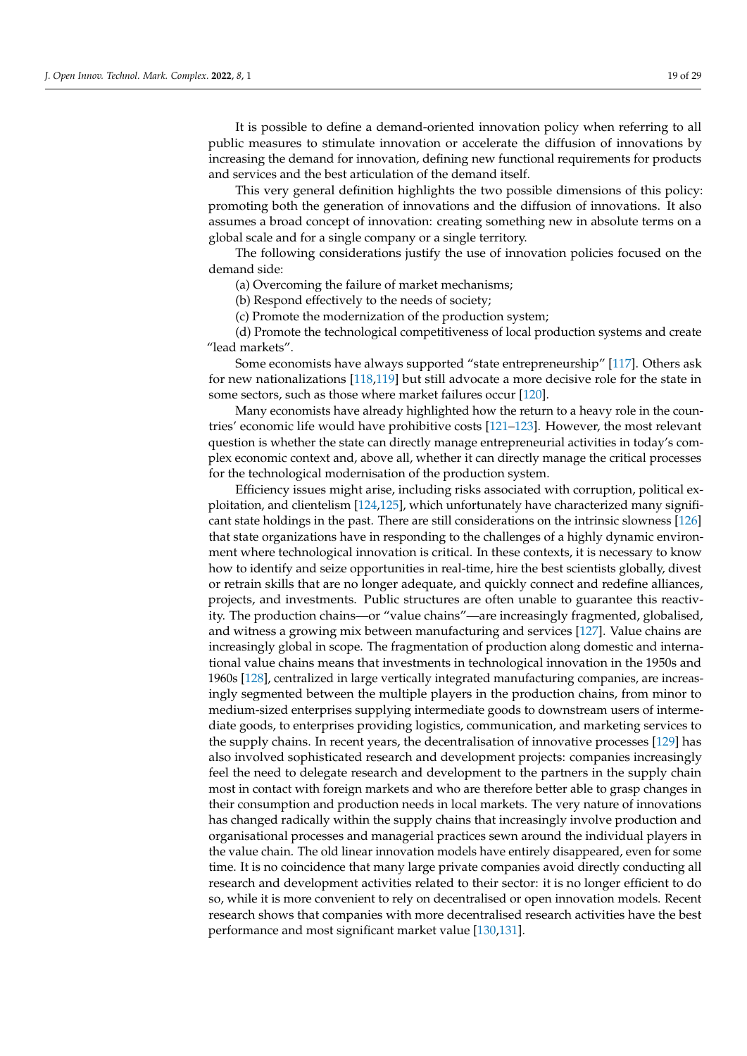It is possible to define a demand-oriented innovation policy when referring to all public measures to stimulate innovation or accelerate the diffusion of innovations by increasing the demand for innovation, defining new functional requirements for products and services and the best articulation of the demand itself.

This very general definition highlights the two possible dimensions of this policy: promoting both the generation of innovations and the diffusion of innovations. It also assumes a broad concept of innovation: creating something new in absolute terms on a global scale and for a single company or a single territory.

The following considerations justify the use of innovation policies focused on the demand side:

(a) Overcoming the failure of market mechanisms;

(b) Respond effectively to the needs of society;

(c) Promote the modernization of the production system;

(d) Promote the technological competitiveness of local production systems and create "lead markets".

Some economists have always supported "state entrepreneurship" [117]. Others ask for new nationalizations [118,119] but still advocate a more decisive role for the state in some sectors, such as those where market failures occur [120].

Many economists have already highlighted how the return to a heavy role in the countries' economic life would have prohibitive costs [121–123]. However, the most relevant question is whether the state can directly manage entrepreneurial activities in today's complex economic context and, above all, whether it can directly manage the critical processes for the technological modernisation of the production system.

Efficiency issues might arise, including risks associated with corruption, political exploitation, and clientelism [124,125], which unfortunately have characterized many significant state holdings in the past. There are still considerations on the intrinsic slowness [126] that state organizations have in responding to the challenges of a highly dynamic environment where technological innovation is critical. In these contexts, it is necessary to know how to identify and seize opportunities in real-time, hire the best scientists globally, divest or retrain skills that are no longer adequate, and quickly connect and redefine alliances, projects, and investments. Public structures are often unable to guarantee this reactivity. The production chains—or "value chains"—are increasingly fragmented, globalised, and witness a growing mix between manufacturing and services [127]. Value chains are increasingly global in scope. The fragmentation of production along domestic and international value chains means that investments in technological innovation in the 1950s and 1960s [128], centralized in large vertically integrated manufacturing companies, are increasingly segmented between the multiple players in the production chains, from minor to medium-sized enterprises supplying intermediate goods to downstream users of intermediate goods, to enterprises providing logistics, communication, and marketing services to the supply chains. In recent years, the decentralisation of innovative processes [129] has also involved sophisticated research and development projects: companies increasingly feel the need to delegate research and development to the partners in the supply chain most in contact with foreign markets and who are therefore better able to grasp changes in their consumption and production needs in local markets. The very nature of innovations has changed radically within the supply chains that increasingly involve production and organisational processes and managerial practices sewn around the individual players in the value chain. The old linear innovation models have entirely disappeared, even for some time. It is no coincidence that many large private companies avoid directly conducting all research and development activities related to their sector: it is no longer efficient to do so, while it is more convenient to rely on decentralised or open innovation models. Recent research shows that companies with more decentralised research activities have the best performance and most significant market value [130,131].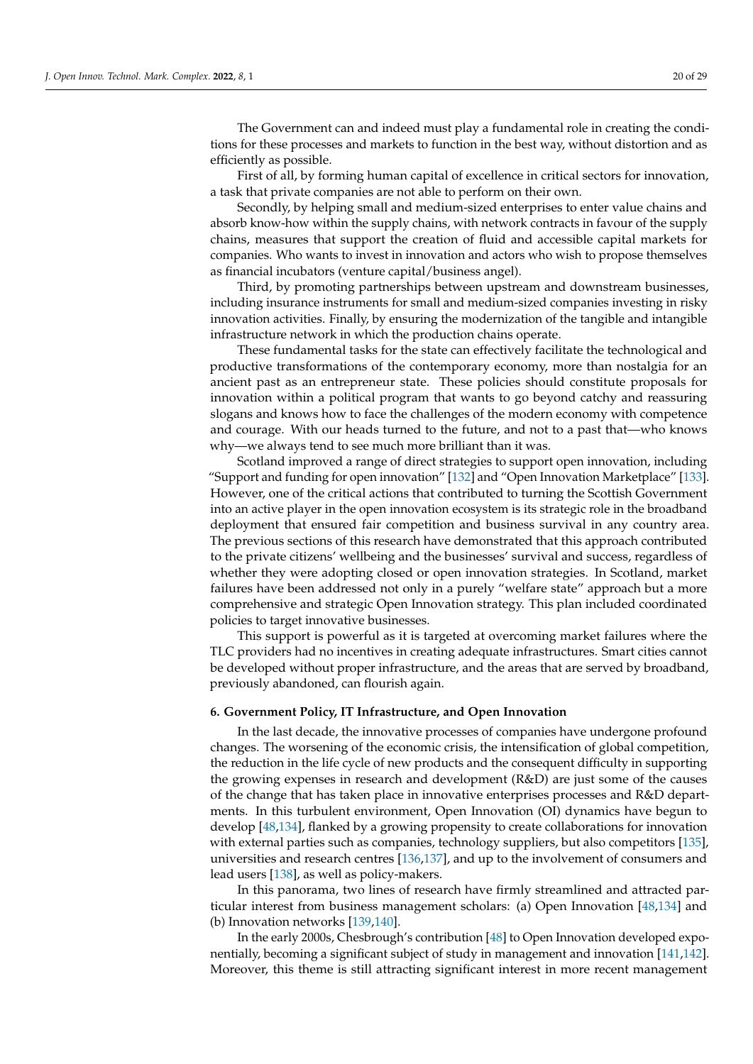The Government can and indeed must play a fundamental role in creating the conditions for these processes and markets to function in the best way, without distortion and as efficiently as possible.

First of all, by forming human capital of excellence in critical sectors for innovation, a task that private companies are not able to perform on their own.

Secondly, by helping small and medium-sized enterprises to enter value chains and absorb know-how within the supply chains, with network contracts in favour of the supply chains, measures that support the creation of fluid and accessible capital markets for companies. Who wants to invest in innovation and actors who wish to propose themselves as financial incubators (venture capital/business angel).

Third, by promoting partnerships between upstream and downstream businesses, including insurance instruments for small and medium-sized companies investing in risky innovation activities. Finally, by ensuring the modernization of the tangible and intangible infrastructure network in which the production chains operate.

These fundamental tasks for the state can effectively facilitate the technological and productive transformations of the contemporary economy, more than nostalgia for an ancient past as an entrepreneur state. These policies should constitute proposals for innovation within a political program that wants to go beyond catchy and reassuring slogans and knows how to face the challenges of the modern economy with competence and courage. With our heads turned to the future, and not to a past that—who knows why—we always tend to see much more brilliant than it was.

Scotland improved a range of direct strategies to support open innovation, including "Support and funding for open innovation" [132] and "Open Innovation Marketplace" [133]. However, one of the critical actions that contributed to turning the Scottish Government into an active player in the open innovation ecosystem is its strategic role in the broadband deployment that ensured fair competition and business survival in any country area. The previous sections of this research have demonstrated that this approach contributed to the private citizens' wellbeing and the businesses' survival and success, regardless of whether they were adopting closed or open innovation strategies. In Scotland, market failures have been addressed not only in a purely "welfare state" approach but a more comprehensive and strategic Open Innovation strategy. This plan included coordinated policies to target innovative businesses.

This support is powerful as it is targeted at overcoming market failures where the TLC providers had no incentives in creating adequate infrastructures. Smart cities cannot be developed without proper infrastructure, and the areas that are served by broadband, previously abandoned, can flourish again.

## 6. Government Policy, IT Infrastructure, and Open Innovation

In the last decade, the innovative processes of companies have undergone profound changes. The worsening of the economic crisis, the intensification of global competition, the reduction in the life cycle of new products and the consequent difficulty in supporting the growing expenses in research and development (R&D) are just some of the causes of the change that has taken place in innovative enterprises processes and R&D departments. In this turbulent environment, Open Innovation (OI) dynamics have begun to develop [48,134], flanked by a growing propensity to create collaborations for innovation with external parties such as companies, technology suppliers, but also competitors [135], universities and research centres [136,137], and up to the involvement of consumers and lead users [138], as well as policy-makers.

In this panorama, two lines of research have firmly streamlined and attracted particular interest from business management scholars: (a) Open Innovation [48,134] and (b) Innovation networks [139,140].

In the early 2000s, Chesbrough's contribution [48] to Open Innovation developed exponentially, becoming a significant subject of study in management and innovation [141,142]. Moreover, this theme is still attracting significant interest in more recent management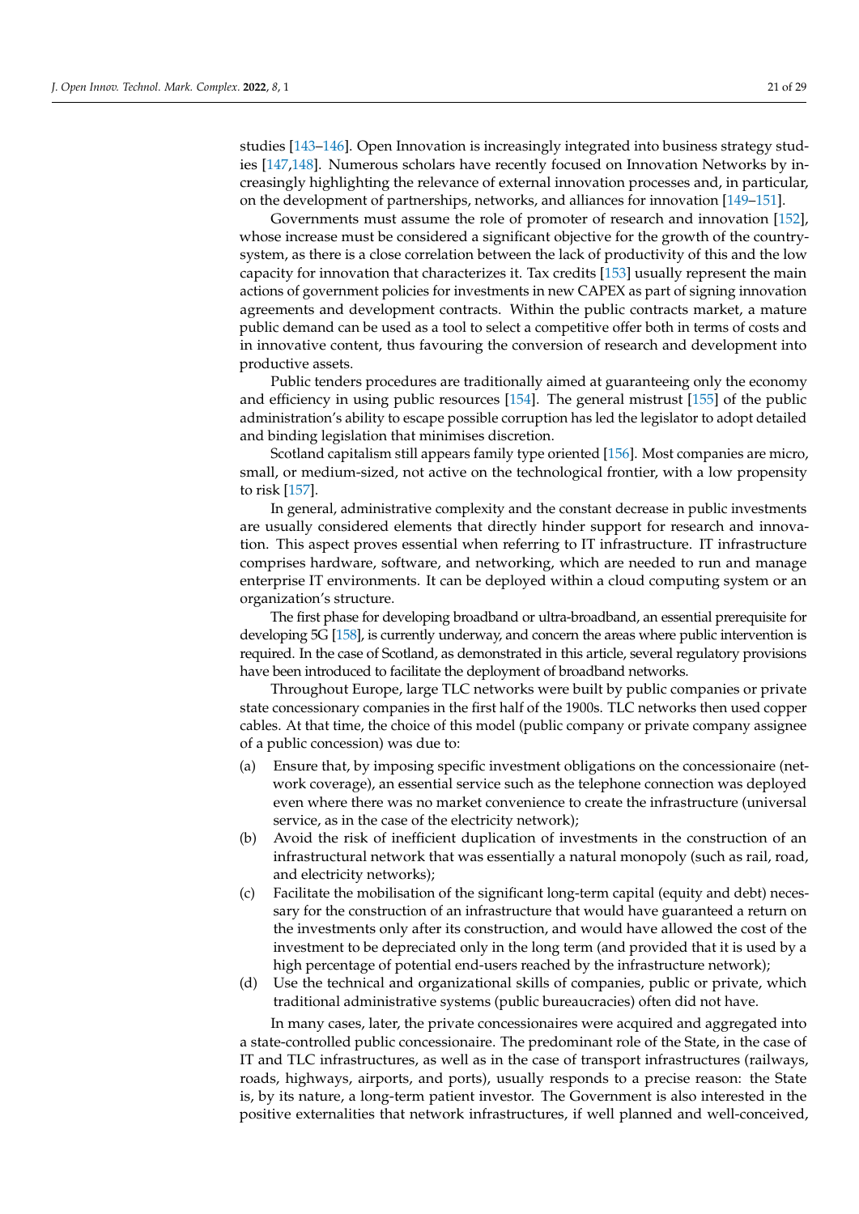studies [143–146]. Open Innovation is increasingly integrated into business strategy studies [147,148]. Numerous scholars have recently focused on Innovation Networks by increasingly highlighting the relevance of external innovation processes and, in particular, on the development of partnerships, networks, and alliances for innovation [149–151].

Governments must assume the role of promoter of research and innovation [152], whose increase must be considered a significant objective for the growth of the country-system, as there is a close correlation between the lack of productivity of this and the low capacity for innovation that characterizes it. Tax credits [153] usually represent the main actions of government policies for investments in new CAPEX as part of signing innovation agreements and development contracts. Within the public contracts market, a mature public demand can be used as a tool to select a competitive offer both in terms of costs and in innovative content, thus favouring the conversion of research and development into productive assets.

Public tenders procedures are traditionally aimed at guaranteeing only the economy and efficiency in using public resources [154]. The general mistrust [155] of the public administration's ability to escape possible corruption has led the legislator to adopt detailed and binding legislation that minimises discretion.

Scotland capitalism still appears family type oriented [156]. Most companies are micro, small, or medium-sized, not active on the technological frontier, with a low propensity to risk [157].

In general, administrative complexity and the constant decrease in public investments are usually considered elements that directly hinder support for research and innovation. This aspect proves essential when referring to IT infrastructure. IT infrastructure comprises hardware, software, and networking, which are needed to run and manage enterprise IT environments. It can be deployed within a cloud computing system or an organization's structure.

The first phase for developing broadband or ultra-broadband, an essential prerequisite for developing 5G [158], is currently underway, and concern the areas where public intervention is required. In the case of Scotland, as demonstrated in this article, several regulatory provisions have been introduced to facilitate the deployment of broadband networks.

Throughout Europe, large TLC networks were built by public companies or private state concessionary companies in the first half of the 1900s. TLC networks then used copper cables. At that time, the choice of this model (public company or private company assignee of a public concession) was due to:

(a) Ensure that, by imposing specific investment obligations on the concessionaire (network coverage), an essential service such as the telephone connection was deployed even where there was no market convenience to create the infrastructure (universal service, as in the case of the electricity network);
(b) Avoid the risk of inefficient duplication of investments in the construction of an infrastructural network that was essentially a natural monopoly (such as rail, road, and electricity networks);
(c) Facilitate the mobilisation of the significant long-term capital (equity and debt) necessary for the construction of an infrastructure that would have guaranteed a return on the investments only after its construction, and would have allowed the cost of the investment to be depreciated only in the long term (and provided that it is used by a high percentage of potential end-users reached by the infrastructure network);
(d) Use the technical and organizational skills of companies, public or private, which traditional administrative systems (public bureaucracies) often did not have.

In many cases, later, the private concessionaires were acquired and aggregated into a state-controlled public concessionaire. The predominant role of the State, in the case of IT and TLC infrastructures, as well as in the case of transport infrastructures (railways, roads, highways, airports, and ports), usually responds to a precise reason: the State is, by its nature, a long-term patient investor. The Government is also interested in the positive externalities that network infrastructures, if well planned and well-conceived,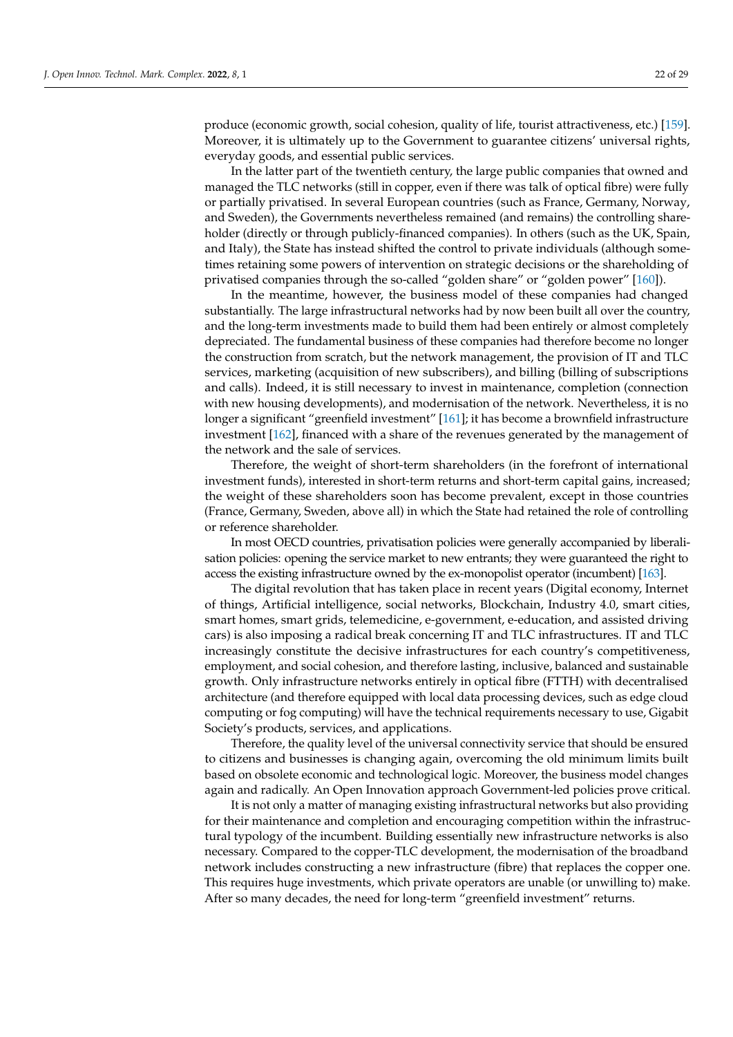produce (economic growth, social cohesion, quality of life, tourist attractiveness, etc.) [159]. Moreover, it is ultimately up to the Government to guarantee citizens' universal rights, everyday goods, and essential public services.

In the latter part of the twentieth century, the large public companies that owned and managed the TLC networks (still in copper, even if there was talk of optical fibre) were fully or partially privatised. In several European countries (such as France, Germany, Norway, and Sweden), the Governments nevertheless remained (and remains) the controlling shareholder (directly or through publicly-financed companies). In others (such as the UK, Spain, and Italy), the State has instead shifted the control to private individuals (although sometimes retaining some powers of intervention on strategic decisions or the shareholding of privatised companies through the so-called "golden share" or "golden power" [160]).

In the meantime, however, the business model of these companies had changed substantially. The large infrastructural networks had by now been built all over the country, and the long-term investments made to build them had been entirely or almost completely depreciated. The fundamental business of these companies had therefore become no longer the construction from scratch, but the network management, the provision of IT and TLC services, marketing (acquisition of new subscribers), and billing (billing of subscriptions and calls). Indeed, it is still necessary to invest in maintenance, completion (connection with new housing developments), and modernisation of the network. Nevertheless, it is no longer a significant "greenfield investment" [161]; it has become a brownfield infrastructure investment [162], financed with a share of the revenues generated by the management of the network and the sale of services.

Therefore, the weight of short-term shareholders (in the forefront of international investment funds), interested in short-term returns and short-term capital gains, increased; the weight of these shareholders soon has become prevalent, except in those countries (France, Germany, Sweden, above all) in which the State had retained the role of controlling or reference shareholder.

In most OECD countries, privatisation policies were generally accompanied by liberalisation policies: opening the service market to new entrants; they were guaranteed the right to access the existing infrastructure owned by the ex-monopolist operator (incumbent) [163].

The digital revolution that has taken place in recent years (Digital economy, Internet of things, Artificial intelligence, social networks, Blockchain, Industry 4.0, smart cities, smart homes, smart grids, telemedicine, e-government, e-education, and assisted driving cars) is also imposing a radical break concerning IT and TLC infrastructures. IT and TLC increasingly constitute the decisive infrastructures for each country's competitiveness, employment, and social cohesion, and therefore lasting, inclusive, balanced and sustainable growth. Only infrastructure networks entirely in optical fibre (FTTH) with decentralised architecture (and therefore equipped with local data processing devices, such as edge cloud computing or fog computing) will have the technical requirements necessary to use, Gigabit Society's products, services, and applications.

Therefore, the quality level of the universal connectivity service that should be ensured to citizens and businesses is changing again, overcoming the old minimum limits built based on obsolete economic and technological logic. Moreover, the business model changes again and radically. An Open Innovation approach Government-led policies prove critical.

It is not only a matter of managing existing infrastructural networks but also providing for their maintenance and completion and encouraging competition within the infrastructural typology of the incumbent. Building essentially new infrastructure networks is also necessary. Compared to the copper-TLC development, the modernisation of the broadband network includes constructing a new infrastructure (fibre) that replaces the copper one. This requires huge investments, which private operators are unable (or unwilling to) make. After so many decades, the need for long-term "greenfield investment" returns.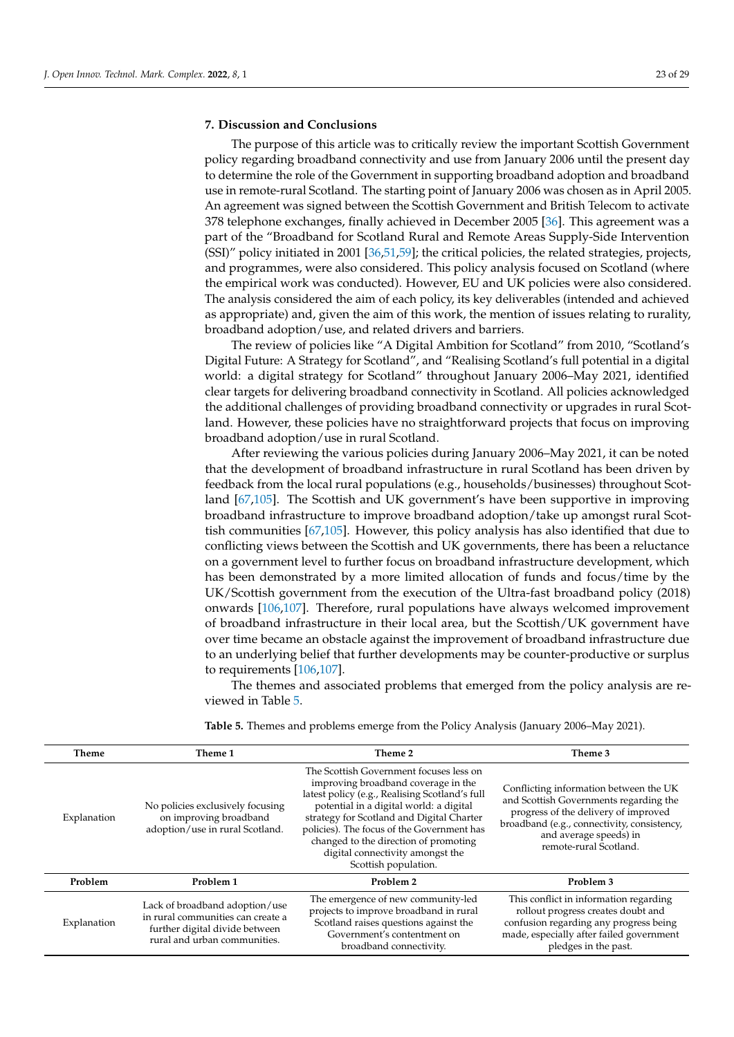## 7. Discussion and Conclusions

The purpose of this article was to critically review the important Scottish Government policy regarding broadband connectivity and use from January 2006 until the present day to determine the role of the Government in supporting broadband adoption and broadband use in remote-rural Scotland. The starting point of January 2006 was chosen as in April 2005. An agreement was signed between the Scottish Government and British Telecom to activate 378 telephone exchanges, finally achieved in December 2005 [36]. This agreement was a part of the "Broadband for Scotland Rural and Remote Areas Supply-Side Intervention (SSI)" policy initiated in 2001 [36,51,59]; the critical policies, the related strategies, projects, and programmes, were also considered. This policy analysis focused on Scotland (where the empirical work was conducted). However, EU and UK policies were also considered. The analysis considered the aim of each policy, its key deliverables (intended and achieved as appropriate) and, given the aim of this work, the mention of issues relating to rurality, broadband adoption/use, and related drivers and barriers.

The review of policies like "A Digital Ambition for Scotland" from 2010, "Scotland's Digital Future: A Strategy for Scotland", and "Realising Scotland's full potential in a digital world: a digital strategy for Scotland" throughout January 2006–May 2021, identified clear targets for delivering broadband connectivity in Scotland. All policies acknowledged the additional challenges of providing broadband connectivity or upgrades in rural Scotland. However, these policies have no straightforward projects that focus on improving broadband adoption/use in rural Scotland.

After reviewing the various policies during January 2006–May 2021, it can be noted that the development of broadband infrastructure in rural Scotland has been driven by feedback from the local rural populations (e.g., households/businesses) throughout Scotland [67,105]. The Scottish and UK government's have been supportive in improving broadband infrastructure to improve broadband adoption/take up amongst rural Scottish communities [67,105]. However, this policy analysis has also identified that due to conflicting views between the Scottish and UK governments, there has been a reluctance on a government level to further focus on broadband infrastructure development, which has been demonstrated by a more limited allocation of funds and focus/time by the UK/Scottish government from the execution of the Ultra-fast broadband policy (2018) onwards [106,107]. Therefore, rural populations have always welcomed improvement of broadband infrastructure in their local area, but the Scottish/UK government have over time became an obstacle against the improvement of broadband infrastructure due to an underlying belief that further developments may be counter-productive or surplus to requirements [106,107].

The themes and associated problems that emerged from the policy analysis are reviewed in Table 5.

**Table 5.** Themes and problems emerge from the Policy Analysis (January 2006–May 2021).

| Theme | Theme 1 | Theme 2 | Theme 3 |
|---|---|---|---|
| Explanation | No policies exclusively focusing on improving broadband adoption/use in rural Scotland. | The Scottish Government focuses less on improving broadband coverage in the latest policy (e.g., Realising Scotland's full potential in a digital world: a digital strategy for Scotland and Digital Charter policies). The focus of the Government has changed to the direction of promoting digital connectivity amongst the Scottish population. | Conflicting information between the UK and Scottish Governments regarding the progress of the delivery of improved broadband (e.g., connectivity, consistency, and average speeds) in remote-rural Scotland. |
| **Problem** | **Problem 1** | **Problem 2** | **Problem 3** |
| Explanation | Lack of broadband adoption/use in rural communities can create a further digital divide between rural and urban communities. | The emergence of new community-led projects to improve broadband in rural Scotland raises questions against the Government's contentment on broadband connectivity. | This conflict in information regarding rollout progress creates doubt and confusion regarding any progress being made, especially after failed government pledges in the past. |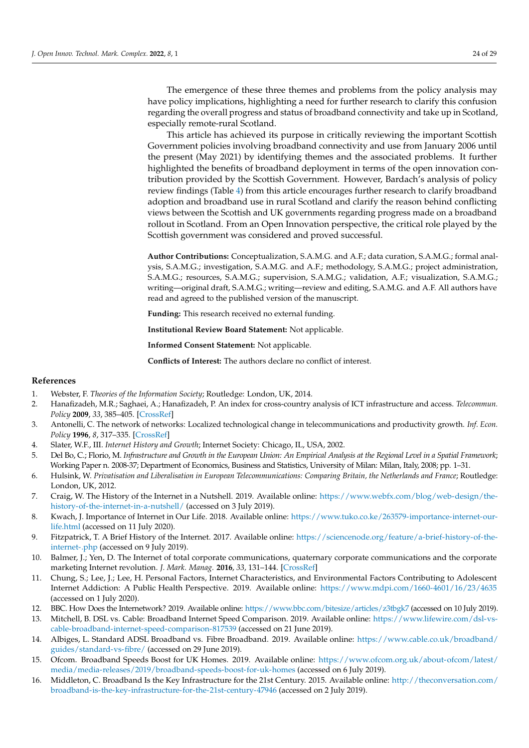The emergence of these three themes and problems from the policy analysis may have policy implications, highlighting a need for further research to clarify this confusion regarding the overall progress and status of broadband connectivity and take up in Scotland, especially remote-rural Scotland.

This article has achieved its purpose in critically reviewing the important Scottish Government policies involving broadband connectivity and use from January 2006 until the present (May 2021) by identifying themes and the associated problems. It further highlighted the benefits of broadband deployment in terms of the open innovation contribution provided by the Scottish Government. However, Bardach's analysis of policy review findings (Table 4) from this article encourages further research to clarify broadband adoption and broadband use in rural Scotland and clarify the reason behind conflicting views between the Scottish and UK governments regarding progress made on a broadband rollout in Scotland. From an Open Innovation perspective, the critical role played by the Scottish government was considered and proved successful.

**Author Contributions:** Conceptualization, S.A.M.G. and A.F.; data curation, S.A.M.G.; formal analysis, S.A.M.G.; investigation, S.A.M.G. and A.F.; methodology, S.A.M.G.; project administration, S.A.M.G.; resources, S.A.M.G.; supervision, S.A.M.G.; validation, A.F.; visualization, S.A.M.G.; writing—original draft, S.A.M.G.; writing—review and editing, S.A.M.G. and A.F. All authors have read and agreed to the published version of the manuscript.

**Funding:** This research received no external funding.

**Institutional Review Board Statement:** Not applicable.

**Informed Consent Statement:** Not applicable.

**Conflicts of Interest:** The authors declare no conflict of interest.

## References

1. Webster, F. *Theories of the Information Society*; Routledge: London, UK, 2014.
2. Hanafizadeh, M.R.; Saghaei, A.; Hanafizadeh, P. An index for cross-country analysis of ICT infrastructure and access. *Telecommun. Policy* **2009**, *33*, 385–405. [CrossRef]
3. Antonelli, C. The network of networks: Localized technological change in telecommunications and productivity growth. *Inf. Econ. Policy* **1996**, *8*, 317–335. [CrossRef]
4. Slater, W.F., III. *Internet History and Growth*; Internet Society: Chicago, IL, USA, 2002.
5. Del Bo, C.; Florio, M. *Infrastructure and Growth in the European Union: An Empirical Analysis at the Regional Level in a Spatial Framework*; Working Paper n. 2008-37; Department of Economics, Business and Statistics, University of Milan: Milan, Italy, 2008; pp. 1–31.
6. Hulsink, W. *Privatisation and Liberalisation in European Telecommunications: Comparing Britain, the Netherlands and France*; Routledge: London, UK, 2012.
7. Craig, W. The History of the Internet in a Nutshell. 2019. Available online: https://www.webfx.com/blog/web-design/the-history-of-the-internet-in-a-nutshell/ (accessed on 3 July 2019).
8. Kwach, J. Importance of Internet in Our Life. 2018. Available online: https://www.tuko.co.ke/263579-importance-internet-our-life.html (accessed on 11 July 2020).
9. Fitzpatrick, T. A Brief History of the Internet. 2017. Available online: https://sciencenode.org/feature/a-brief-history-of-the-internet-.php (accessed on 9 July 2019).
10. Balmer, J.; Yen, D. The Internet of total corporate communications, quaternary corporate communications and the corporate marketing Internet revolution. *J. Mark. Manag.* **2016**, *33*, 131–144. [CrossRef]
11. Chung, S.; Lee, J.; Lee, H. Personal Factors, Internet Characteristics, and Environmental Factors Contributing to Adolescent Internet Addiction: A Public Health Perspective. 2019. Available online: https://www.mdpi.com/1660-4601/16/23/4635 (accessed on 1 July 2020).
12. BBC. How Does the Internetwork? 2019. Available online: https://www.bbc.com/bitesize/articles/z3tbgk7 (accessed on 10 July 2019).
13. Mitchell, B. DSL vs. Cable: Broadband Internet Speed Comparison. 2019. Available online: https://www.lifewire.com/dsl-vs-cable-broadband-internet-speed-comparison-817539 (accessed on 21 June 2019).
14. Albiges, L. Standard ADSL Broadband vs. Fibre Broadband. 2019. Available online: https://www.cable.co.uk/broadband/guides/standard-vs-fibre/ (accessed on 29 June 2019).
15. Ofcom. Broadband Speeds Boost for UK Homes. 2019. Available online: https://www.ofcom.org.uk/about-ofcom/latest/media/media-releases/2019/broadband-speeds-boost-for-uk-homes (accessed on 6 July 2019).
16. Middleton, C. Broadband Is the Key Infrastructure for the 21st Century. 2015. Available online: http://theconversation.com/broadband-is-the-key-infrastructure-for-the-21st-century-47946 (accessed on 2 July 2019).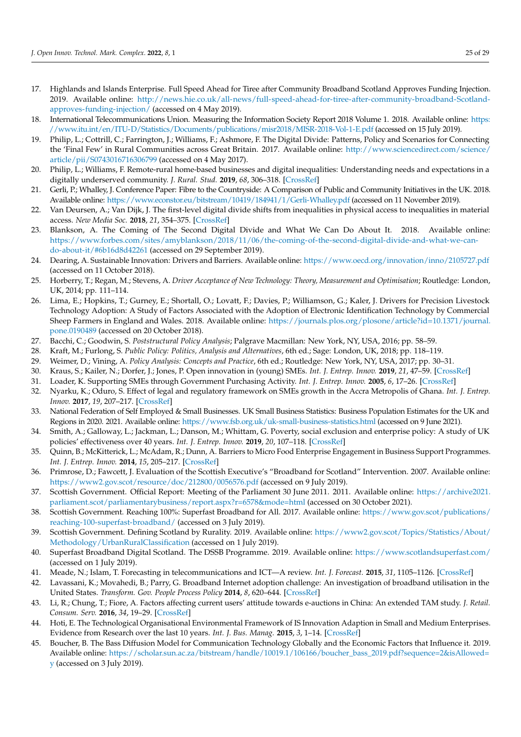17. Highlands and Islands Enterprise. Full Speed Ahead for Tiree after Community Broadband Scotland Approves Funding Injection. 2019. Available online: http://news.hie.co.uk/all-news/full-speed-ahead-for-tiree-after-community-broadband-Scotland-approves-funding-injection/ (accessed on 4 May 2019).
18. International Telecommunications Union. Measuring the Information Society Report 2018 Volume 1. 2018. Available online: https://www.itu.int/en/ITU-D/Statistics/Documents/publications/misr2018/MISR-2018-Vol-1-E.pdf (accessed on 15 July 2019).
19. Philip, L.; Cottrill, C.; Farrington, J.; Williams, F.; Ashmore, F. The Digital Divide: Patterns, Policy and Scenarios for Connecting the 'Final Few' in Rural Communities across Great Britain. 2017. Available online: http://www.sciencedirect.com/science/article/pii/S0743016716306799 (accessed on 4 May 2017).
20. Philip, L.; Williams, F. Remote-rural home-based businesses and digital inequalities: Understanding needs and expectations in a digitally underserved community. *J. Rural. Stud.* **2019**, *68*, 306–318. [CrossRef]
21. Gerli, P.; Whalley, J. Conference Paper: Fibre to the Countryside: A Comparison of Public and Community Initiatives in the UK. 2018. Available online: https://www.econstor.eu/bitstream/10419/184941/1/Gerli-Whalley.pdf (accessed on 11 November 2019).
22. Van Deursen, A.; Van Dijk, J. The first-level digital divide shifts from inequalities in physical access to inequalities in material access. *New Media Soc.* **2018**, *21*, 354–375. [CrossRef]
23. Blankson, A. The Coming of The Second Digital Divide and What We Can Do About It. 2018. Available online: https://www.forbes.com/sites/amyblankson/2018/11/06/the-coming-of-the-second-digital-divide-and-what-we-can-do-about-it/#6b16d8d42261 (accessed on 29 September 2019).
24. Dearing, A. Sustainable Innovation: Drivers and Barriers. Available online: https://www.oecd.org/innovation/inno/2105727.pdf (accessed on 11 October 2018).
25. Horberry, T.; Regan, M.; Stevens, A. *Driver Acceptance of New Technology: Theory, Measurement and Optimisation*; Routledge: London, UK, 2014; pp. 111–114.
26. Lima, E.; Hopkins, T.; Gurney, E.; Shortall, O.; Lovatt, F.; Davies, P.; Williamson, G.; Kaler, J. Drivers for Precision Livestock Technology Adoption: A Study of Factors Associated with the Adoption of Electronic Identification Technology by Commercial Sheep Farmers in England and Wales. 2018. Available online: https://journals.plos.org/plosone/article?id=10.1371/journal.pone.0190489 (accessed on 20 October 2018).
27. Bacchi, C.; Goodwin, S. *Poststructural Policy Analysis*; Palgrave Macmillan: New York, NY, USA, 2016; pp. 58–59.
28. Kraft, M.; Furlong, S. *Public Policy: Politics, Analysis and Alternatives*, 6th ed.; Sage: London, UK, 2018; pp. 118–119.
29. Weimer, D.; Vining, A. *Policy Analysis: Concepts and Practice*, 6th ed.; Routledge: New York, NY, USA, 2017; pp. 30–31.
30. Kraus, S.; Kailer, N.; Dorfer, J.; Jones, P. Open innovation in (young) SMEs. *Int. J. Entrep. Innov.* **2019**, *21*, 47–59. [CrossRef]
31. Loader, K. Supporting SMEs through Government Purchasing Activity. *Int. J. Entrep. Innov.* **2005**, *6*, 17–26. [CrossRef]
32. Nyarku, K.; Oduro, S. Effect of legal and regulatory framework on SMEs growth in the Accra Metropolis of Ghana. *Int. J. Entrep. Innov.* **2017**, *19*, 207–217. [CrossRef]
33. National Federation of Self Employed & Small Businesses. UK Small Business Statistics: Business Population Estimates for the UK and Regions in 2020. 2021. Available online: https://www.fsb.org.uk/uk-small-business-statistics.html (accessed on 9 June 2021).
34. Smith, A.; Galloway, L.; Jackman, L.; Danson, M.; Whittam, G. Poverty, social exclusion and enterprise policy: A study of UK policies' effectiveness over 40 years. *Int. J. Entrep. Innov.* **2019**, *20*, 107–118. [CrossRef]
35. Quinn, B.; McKitterick, L.; McAdam, R.; Dunn, A. Barriers to Micro Food Enterprise Engagement in Business Support Programmes. *Int. J. Entrep. Innov.* **2014**, *15*, 205–217. [CrossRef]
36. Primrose, D.; Fawcett, J. Evaluation of the Scottish Executive's "Broadband for Scotland" Intervention. 2007. Available online: https://www2.gov.scot/resource/doc/212800/0056576.pdf (accessed on 9 July 2019).
37. Scottish Government. Official Report: Meeting of the Parliament 30 June 2011. 2011. Available online: https://archive2021.parliament.scot/parliamentarybusiness/report.aspx?r=6578&mode=html (accessed on 30 October 2021).
38. Scottish Government. Reaching 100%: Superfast Broadband for All. 2017. Available online: https://www.gov.scot/publications/reaching-100-superfast-broadband/ (accessed on 3 July 2019).
39. Scottish Government. Defining Scotland by Rurality. 2019. Available online: https://www2.gov.scot/Topics/Statistics/About/Methodology/UrbanRuralClassification (accessed on 1 July 2019).
40. Superfast Broadband Digital Scotland. The DSSB Programme. 2019. Available online: https://www.scotlandsuperfast.com/ (accessed on 1 July 2019).
41. Meade, N.; Islam, T. Forecasting in telecommunications and ICT—A review. *Int. J. Forecast.* **2015**, *31*, 1105–1126. [CrossRef]
42. Lavassani, K.; Movahedi, B.; Parry, G. Broadband Internet adoption challenge: An investigation of broadband utilisation in the United States. *Transform. Gov. People Process Policy* **2014**, *8*, 620–644. [CrossRef]
43. Li, R.; Chung, T.; Fiore, A. Factors affecting current users' attitude towards e-auctions in China: An extended TAM study. *J. Retail. Consum. Serv.* **2016**, *34*, 19–29. [CrossRef]
44. Hoti, E. The Technological Organisational Environmental Framework of IS Innovation Adaption in Small and Medium Enterprises. Evidence from Research over the last 10 years. *Int. J. Bus. Manag.* **2015**, *3*, 1–14. [CrossRef]
45. Boucher, B. The Bass Diffusion Model for Communication Technology Globally and the Economic Factors that Influence it. 2019. Available online: https://scholar.sun.ac.za/bitstream/handle/10019.1/106166/boucher_bass_2019.pdf?sequence=2&isAllowed=y (accessed on 3 July 2019).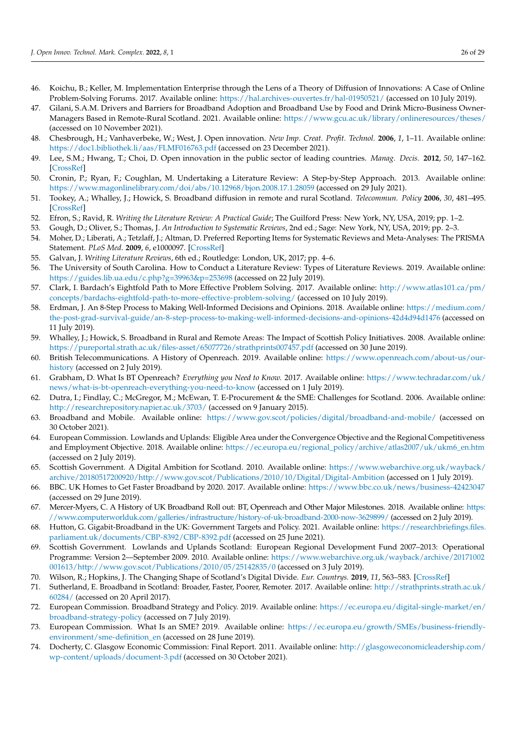46. Koichu, B.; Keller, M. Implementation Enterprise through the Lens of a Theory of Diffusion of Innovations: A Case of Online Problem-Solving Forums. 2017. Available online: https://hal.archives-ouvertes.fr/hal-01950521/ (accessed on 10 July 2019).
47. Gilani, S.A.M. Drivers and Barriers for Broadband Adoption and Broadband Use by Food and Drink Micro-Business Owner-Managers Based in Remote-Rural Scotland. 2021. Available online: https://www.gcu.ac.uk/library/onlineresources/theses/ (accessed on 10 November 2021).
48. Chesbrough, H.; Vanhaverbeke, W.; West, J. Open innovation. *New Imp. Creat. Profit. Technol.* **2006**, *1*, 1–11. Available online: https://doc1.bibliothek.li/aas/FLMF016763.pdf (accessed on 23 December 2021).
49. Lee, S.M.; Hwang, T.; Choi, D. Open innovation in the public sector of leading countries. *Manag. Decis.* **2012**, *50*, 147–162. [CrossRef]
50. Cronin, P.; Ryan, F.; Coughlan, M. Undertaking a Literature Review: A Step-by-Step Approach. 2013. Available online: https://www.magonlinelibrary.com/doi/abs/10.12968/bjon.2008.17.1.28059 (accessed on 29 July 2021).
51. Tookey, A.; Whalley, J.; Howick, S. Broadband diffusion in remote and rural Scotland. *Telecommun. Policy* **2006**, *30*, 481–495. [CrossRef]
52. Efron, S.; Ravid, R. *Writing the Literature Review: A Practical Guide*; The Guilford Press: New York, NY, USA, 2019; pp. 1–2.
53. Gough, D.; Oliver, S.; Thomas, J. *An Introduction to Systematic Reviews*, 2nd ed.; Sage: New York, NY, USA, 2019; pp. 2–3.
54. Moher, D.; Liberati, A.; Tetzlaff, J.; Altman, D. Preferred Reporting Items for Systematic Reviews and Meta-Analyses: The PRISMA Statement. *PLoS Med.* **2009**, *6*, e1000097. [CrossRef]
55. Galvan, J. *Writing Literature Reviews*, 6th ed.; Routledge: London, UK, 2017; pp. 4–6.
56. The University of South Carolina. How to Conduct a Literature Review: Types of Literature Reviews. 2019. Available online: https://guides.lib.ua.edu/c.php?g=39963&p=253698 (accessed on 22 July 2019).
57. Clark, I. Bardach's Eightfold Path to More Effective Problem Solving. 2017. Available online: http://www.atlas101.ca/pm/concepts/bardachs-eightfold-path-to-more-effective-problem-solving/ (accessed on 10 July 2019).
58. Erdman, J. An 8-Step Process to Making Well-Informed Decisions and Opinions. 2018. Available online: https://medium.com/the-post-grad-survival-guide/an-8-step-process-to-making-well-informed-decisions-and-opinions-42d4d94d1476 (accessed on 11 July 2019).
59. Whalley, J.; Howick, S. Broadband in Rural and Remote Areas: The Impact of Scottish Policy Initiatives. 2008. Available online: https://pureportal.strath.ac.uk/files-asset/65077726/strathprints007457.pdf (accessed on 30 June 2019).
60. British Telecommunications. A History of Openreach. 2019. Available online: https://www.openreach.com/about-us/our-history (accessed on 2 July 2019).
61. Grabham, D. What Is BT Openreach? *Everything you Need to Know.* 2017. Available online: https://www.techradar.com/uk/news/what-is-bt-openreach-everything-you-need-to-know (accessed on 1 July 2019).
62. Dutra, I.; Findlay, C.; McGregor, M.; McEwan, T. E-Procurement & the SME: Challenges for Scotland. 2006. Available online: http://researchrepository.napier.ac.uk/3703/ (accessed on 9 January 2015).
63. Broadband and Mobile. Available online: https://www.gov.scot/policies/digital/broadband-and-mobile/ (accessed on 30 October 2021).
64. European Commission. Lowlands and Uplands: Eligible Area under the Convergence Objective and the Regional Competitiveness and Employment Objective. 2018. Available online: https://ec.europa.eu/regional_policy/archive/atlas2007/uk/ukm6_en.htm (accessed on 2 July 2019).
65. Scottish Government. A Digital Ambition for Scotland. 2010. Available online: https://www.webarchive.org.uk/wayback/archive/20180517200920/http://www.gov.scot/Publications/2010/10/Digital/Digital-Ambition (accessed on 1 July 2019).
66. BBC. UK Homes to Get Faster Broadband by 2020. 2017. Available online: https://www.bbc.co.uk/news/business-42423047 (accessed on 29 June 2019).
67. Mercer-Myers, C. A History of UK Broadband Roll out: BT, Openreach and Other Major Milestones. 2018. Available online: https://www.computerworlduk.com/galleries/infrastructure/history-of-uk-broadband-2000-now-3629899/ (accessed on 2 July 2019).
68. Hutton, G. Gigabit-Broadband in the UK: Government Targets and Policy. 2021. Available online: https://researchbriefings.files.parliament.uk/documents/CBP-8392/CBP-8392.pdf (accessed on 25 June 2021).
69. Scottish Government. Lowlands and Uplands Scotland: European Regional Development Fund 2007–2013: Operational Programme: Version 2—September 2009. 2010. Available online: https://www.webarchive.org.uk/wayback/archive/20171002001613/http://www.gov.scot/Publications/2010/05/25142835/0 (accessed on 3 July 2019).
70. Wilson, R.; Hopkins, J. The Changing Shape of Scotland's Digital Divide. *Eur. Countrys.* **2019**, *11*, 563–583. [CrossRef]
71. Sutherland, E. Broadband in Scotland: Broader, Faster, Poorer, Remoter. 2017. Available online: http://strathprints.strath.ac.uk/60284/ (accessed on 20 April 2017).
72. European Commission. Broadband Strategy and Policy. 2019. Available online: https://ec.europa.eu/digital-single-market/en/broadband-strategy-policy (accessed on 7 July 2019).
73. European Commission. What Is An SME? 2019. Available online: https://ec.europa.eu/growth/SMEs/business-friendly-environment/sme-definition_en (accessed on 28 June 2019).
74. Docherty, C. Glasgow Economic Commission: Final Report. 2011. Available online: http://glasgoweconomicleadership.com/wp-content/uploads/document-3.pdf (accessed on 30 October 2021).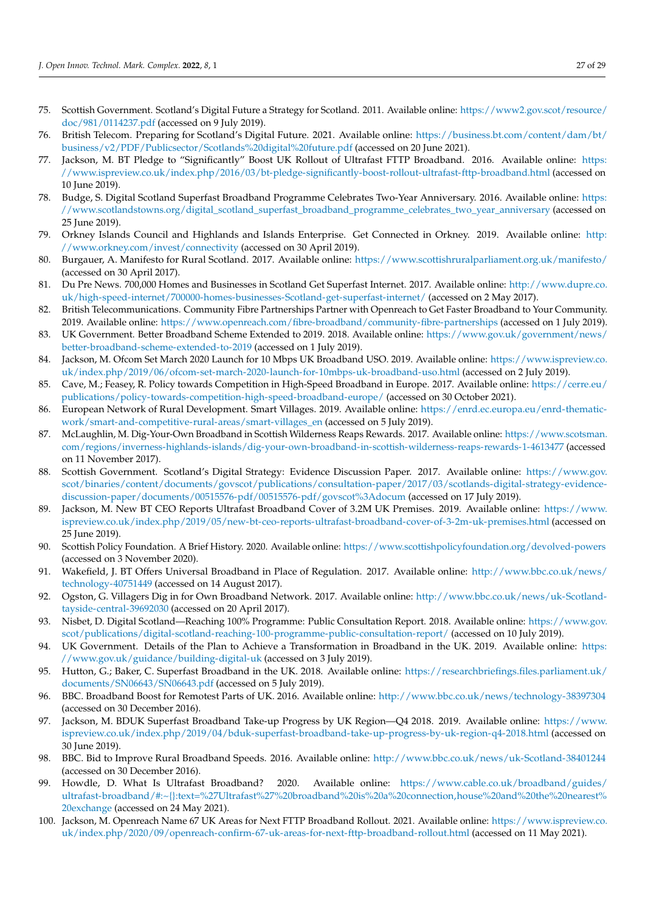75. Scottish Government. Scotland's Digital Future a Strategy for Scotland. 2011. Available online: https://www2.gov.scot/resource/doc/981/0114237.pdf (accessed on 9 July 2019).
76. British Telecom. Preparing for Scotland's Digital Future. 2021. Available online: https://business.bt.com/content/dam/bt/business/v2/PDF/Publicsector/Scotlands%20digital%20future.pdf (accessed on 20 June 2021).
77. Jackson, M. BT Pledge to "Significantly" Boost UK Rollout of Ultrafast FTTP Broadband. 2016. Available online: https://www.ispreview.co.uk/index.php/2016/03/bt-pledge-significantly-boost-rollout-ultrafast-fttp-broadband.html (accessed on 10 June 2019).
78. Budge, S. Digital Scotland Superfast Broadband Programme Celebrates Two-Year Anniversary. 2016. Available online: https://www.scotlandstowns.org/digital_scotland_superfast_broadband_programme_celebrates_two_year_anniversary (accessed on 25 June 2019).
79. Orkney Islands Council and Highlands and Islands Enterprise. Get Connected in Orkney. 2019. Available online: http://www.orkney.com/invest/connectivity (accessed on 30 April 2019).
80. Burgauer, A. Manifesto for Rural Scotland. 2017. Available online: https://www.scottishruralparliament.org.uk/manifesto/ (accessed on 30 April 2017).
81. Du Pre News. 700,000 Homes and Businesses in Scotland Get Superfast Internet. 2017. Available online: http://www.dupre.co.uk/high-speed-internet/700000-homes-businesses-Scotland-get-superfast-internet/ (accessed on 2 May 2017).
82. British Telecommunications. Community Fibre Partnerships Partner with Openreach to Get Faster Broadband to Your Community. 2019. Available online: https://www.openreach.com/fibre-broadband/community-fibre-partnerships (accessed on 1 July 2019).
83. UK Government. Better Broadband Scheme Extended to 2019. 2018. Available online: https://www.gov.uk/government/news/better-broadband-scheme-extended-to-2019 (accessed on 1 July 2019).
84. Jackson, M. Ofcom Set March 2020 Launch for 10 Mbps UK Broadband USO. 2019. Available online: https://www.ispreview.co.uk/index.php/2019/06/ofcom-set-march-2020-launch-for-10mbps-uk-broadband-uso.html (accessed on 2 July 2019).
85. Cave, M.; Feasey, R. Policy towards Competition in High-Speed Broadband in Europe. 2017. Available online: https://cerre.eu/publications/policy-towards-competition-high-speed-broadband-europe/ (accessed on 30 October 2021).
86. European Network of Rural Development. Smart Villages. 2019. Available online: https://enrd.ec.europa.eu/enrd-thematic-work/smart-and-competitive-rural-areas/smart-villages_en (accessed on 5 July 2019).
87. McLaughlin, M. Dig-Your-Own Broadband in Scottish Wilderness Reaps Rewards. 2017. Available online: https://www.scotsman.com/regions/inverness-highlands-islands/dig-your-own-broadband-in-scottish-wilderness-reaps-rewards-1-4613477 (accessed on 11 November 2017).
88. Scottish Government. Scotland's Digital Strategy: Evidence Discussion Paper. 2017. Available online: https://www.gov.scot/binaries/content/documents/govscot/publications/consultation-paper/2017/03/scotlands-digital-strategy-evidence-discussion-paper/documents/00515576-pdf/00515576-pdf/govscot%3Adocum (accessed on 17 July 2019).
89. Jackson, M. New BT CEO Reports Ultrafast Broadband Cover of 3.2M UK Premises. 2019. Available online: https://www.ispreview.co.uk/index.php/2019/05/new-bt-ceo-reports-ultrafast-broadband-cover-of-3-2m-uk-premises.html (accessed on 25 June 2019).
90. Scottish Policy Foundation. A Brief History. 2020. Available online: https://www.scottishpolicyfoundation.org/devolved-powers (accessed on 3 November 2020).
91. Wakefield, J. BT Offers Universal Broadband in Place of Regulation. 2017. Available online: http://www.bbc.co.uk/news/technology-40751449 (accessed on 14 August 2017).
92. Ogston, G. Villagers Dig in for Own Broadband Network. 2017. Available online: http://www.bbc.co.uk/news/uk-Scotland-tayside-central-39692030 (accessed on 20 April 2017).
93. Nisbet, D. Digital Scotland—Reaching 100% Programme: Public Consultation Report. 2018. Available online: https://www.gov.scot/publications/digital-scotland-reaching-100-programme-public-consultation-report/ (accessed on 10 July 2019).
94. UK Government. Details of the Plan to Achieve a Transformation in Broadband in the UK. 2019. Available online: https://www.gov.uk/guidance/building-digital-uk (accessed on 3 July 2019).
95. Hutton, G.; Baker, C. Superfast Broadband in the UK. 2018. Available online: https://researchbriefings.files.parliament.uk/documents/SN06643/SN06643.pdf (accessed on 5 July 2019).
96. BBC. Broadband Boost for Remotest Parts of UK. 2016. Available online: http://www.bbc.co.uk/news/technology-38397304 (accessed on 30 December 2016).
97. Jackson, M. BDUK Superfast Broadband Take-up Progress by UK Region—Q4 2018. 2019. Available online: https://www.ispreview.co.uk/index.php/2019/04/bduk-superfast-broadband-take-up-progress-by-uk-region-q4-2018.html (accessed on 30 June 2019).
98. BBC. Bid to Improve Rural Broadband Speeds. 2016. Available online: http://www.bbc.co.uk/news/uk-Scotland-38401244 (accessed on 30 December 2016).
99. Howdle, D. What Is Ultrafast Broadband? 2020. Available online: https://www.cable.co.uk/broadband/guides/ultrafast-broadband/#:~{}:text=%27Ultrafast%27%20broadband%20is%20a%20connection,house%20and%20the%20nearest%20exchange (accessed on 24 May 2021).
100. Jackson, M. Openreach Name 67 UK Areas for Next FTTP Broadband Rollout. 2021. Available online: https://www.ispreview.co.uk/index.php/2020/09/openreach-confirm-67-uk-areas-for-next-fttp-broadband-rollout.html (accessed on 11 May 2021).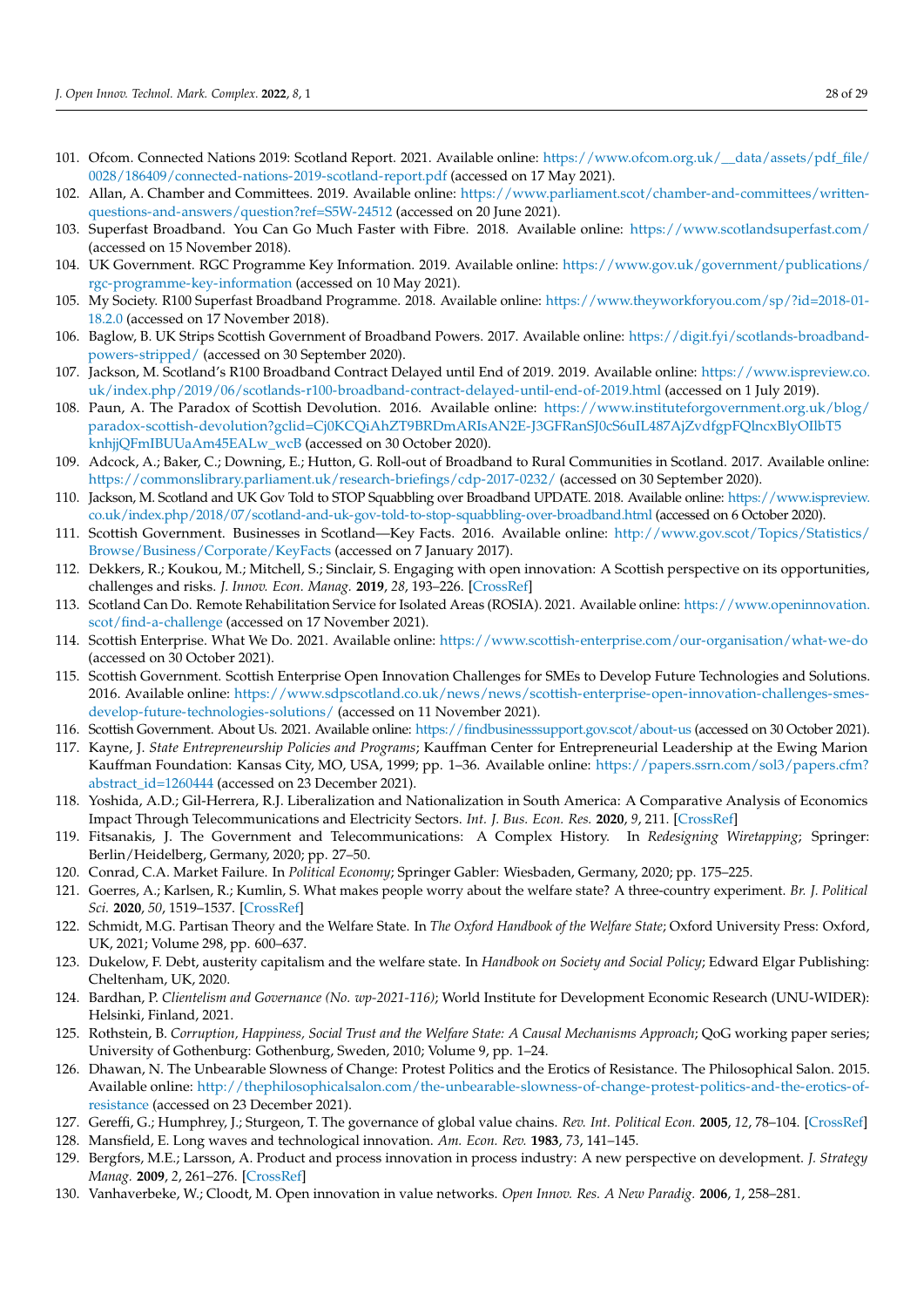101. Ofcom. Connected Nations 2019: Scotland Report. 2021. Available online: https://www.ofcom.org.uk/__data/assets/pdf_file/0028/186409/connected-nations-2019-scotland-report.pdf (accessed on 17 May 2021).
102. Allan, A. Chamber and Committees. 2019. Available online: https://www.parliament.scot/chamber-and-committees/written-questions-and-answers/question?ref=S5W-24512 (accessed on 20 June 2021).
103. Superfast Broadband. You Can Go Much Faster with Fibre. 2018. Available online: https://www.scotlandsuperfast.com/ (accessed on 15 November 2018).
104. UK Government. RGC Programme Key Information. 2019. Available online: https://www.gov.uk/government/publications/rgc-programme-key-information (accessed on 10 May 2021).
105. My Society. R100 Superfast Broadband Programme. 2018. Available online: https://www.theyworkforyou.com/sp/?id=2018-01-18.2.0 (accessed on 17 November 2018).
106. Baglow, B. UK Strips Scottish Government of Broadband Powers. 2017. Available online: https://digit.fyi/scotlands-broadband-powers-stripped/ (accessed on 30 September 2020).
107. Jackson, M. Scotland's R100 Broadband Contract Delayed until End of 2019. 2019. Available online: https://www.ispreview.co.uk/index.php/2019/06/scotlands-r100-broadband-contract-delayed-until-end-of-2019.html (accessed on 1 July 2019).
108. Paun, A. The Paradox of Scottish Devolution. 2016. Available online: https://www.instituteforgovernment.org.uk/blog/paradox-scottish-devolution?gclid=Cj0KCQiAhZT9BRDmARIsAN2E-J3GFRanSJ0cS6uIL487AjZvdfgpFQlncxBlyOIlbT5knhjjQFmIBUUaAm45EALw_wcB (accessed on 30 October 2020).
109. Adcock, A.; Baker, C.; Downing, E.; Hutton, G. Roll-out of Broadband to Rural Communities in Scotland. 2017. Available online: https://commonslibrary.parliament.uk/research-briefings/cdp-2017-0232/ (accessed on 30 September 2020).
110. Jackson, M. Scotland and UK Gov Told to STOP Squabbling over Broadband UPDATE. 2018. Available online: https://www.ispreview.co.uk/index.php/2018/07/scotland-and-uk-gov-told-to-stop-squabbling-over-broadband.html (accessed on 6 October 2020).
111. Scottish Government. Businesses in Scotland—Key Facts. 2016. Available online: http://www.gov.scot/Topics/Statistics/Browse/Business/Corporate/KeyFacts (accessed on 7 January 2017).
112. Dekkers, R.; Koukou, M.; Mitchell, S.; Sinclair, S. Engaging with open innovation: A Scottish perspective on its opportunities, challenges and risks. *J. Innov. Econ. Manag.* **2019**, *28*, 193–226. [CrossRef]
113. Scotland Can Do. Remote Rehabilitation Service for Isolated Areas (ROSIA). 2021. Available online: https://www.openinnovation.scot/find-a-challenge (accessed on 17 November 2021).
114. Scottish Enterprise. What We Do. 2021. Available online: https://www.scottish-enterprise.com/our-organisation/what-we-do (accessed on 30 October 2021).
115. Scottish Government. Scottish Enterprise Open Innovation Challenges for SMEs to Develop Future Technologies and Solutions. 2016. Available online: https://www.sdpscotland.co.uk/news/news/scottish-enterprise-open-innovation-challenges-smes-develop-future-technologies-solutions/ (accessed on 11 November 2021).
116. Scottish Government. About Us. 2021. Available online: https://findbusinesssupport.gov.scot/about-us (accessed on 30 October 2021).
117. Kayne, J. *State Entrepreneurship Policies and Programs*; Kauffman Center for Entrepreneurial Leadership at the Ewing Marion Kauffman Foundation: Kansas City, MO, USA, 1999; pp. 1–36. Available online: https://papers.ssrn.com/sol3/papers.cfm?abstract_id=1260444 (accessed on 23 December 2021).
118. Yoshida, A.D.; Gil-Herrera, R.J. Liberalization and Nationalization in South America: A Comparative Analysis of Economics Impact Through Telecommunications and Electricity Sectors. *Int. J. Bus. Econ. Res.* **2020**, *9*, 211. [CrossRef]
119. Fitsanakis, J. The Government and Telecommunications: A Complex History. In *Redesigning Wiretapping*; Springer: Berlin/Heidelberg, Germany, 2020; pp. 27–50.
120. Conrad, C.A. Market Failure. In *Political Economy*; Springer Gabler: Wiesbaden, Germany, 2020; pp. 175–225.
121. Goerres, A.; Karlsen, R.; Kumlin, S. What makes people worry about the welfare state? A three-country experiment. *Br. J. Political Sci.* **2020**, *50*, 1519–1537. [CrossRef]
122. Schmidt, M.G. Partisan Theory and the Welfare State. In *The Oxford Handbook of the Welfare State*; Oxford University Press: Oxford, UK, 2021; Volume 298, pp. 600–637.
123. Dukelow, F. Debt, austerity capitalism and the welfare state. In *Handbook on Society and Social Policy*; Edward Elgar Publishing: Cheltenham, UK, 2020.
124. Bardhan, P. *Clientelism and Governance (No. wp-2021-116)*; World Institute for Development Economic Research (UNU-WIDER): Helsinki, Finland, 2021.
125. Rothstein, B. *Corruption, Happiness, Social Trust and the Welfare State: A Causal Mechanisms Approach*; QoG working paper series; University of Gothenburg: Gothenburg, Sweden, 2010; Volume 9, pp. 1–24.
126. Dhawan, N. The Unbearable Slowness of Change: Protest Politics and the Erotics of Resistance. The Philosophical Salon. 2015. Available online: http://thephilosophicalsalon.com/the-unbearable-slowness-of-change-protest-politics-and-the-erotics-of-resistance (accessed on 23 December 2021).
127. Gereffi, G.; Humphrey, J.; Sturgeon, T. The governance of global value chains. *Rev. Int. Political Econ.* **2005**, *12*, 78–104. [CrossRef]
128. Mansfield, E. Long waves and technological innovation. *Am. Econ. Rev.* **1983**, *73*, 141–145.
129. Bergfors, M.E.; Larsson, A. Product and process innovation in process industry: A new perspective on development. *J. Strategy Manag.* **2009**, *2*, 261–276. [CrossRef]
130. Vanhaverbeke, W.; Cloodt, M. Open innovation in value networks. *Open Innov. Res. A New Paradig.* **2006**, *1*, 258–281.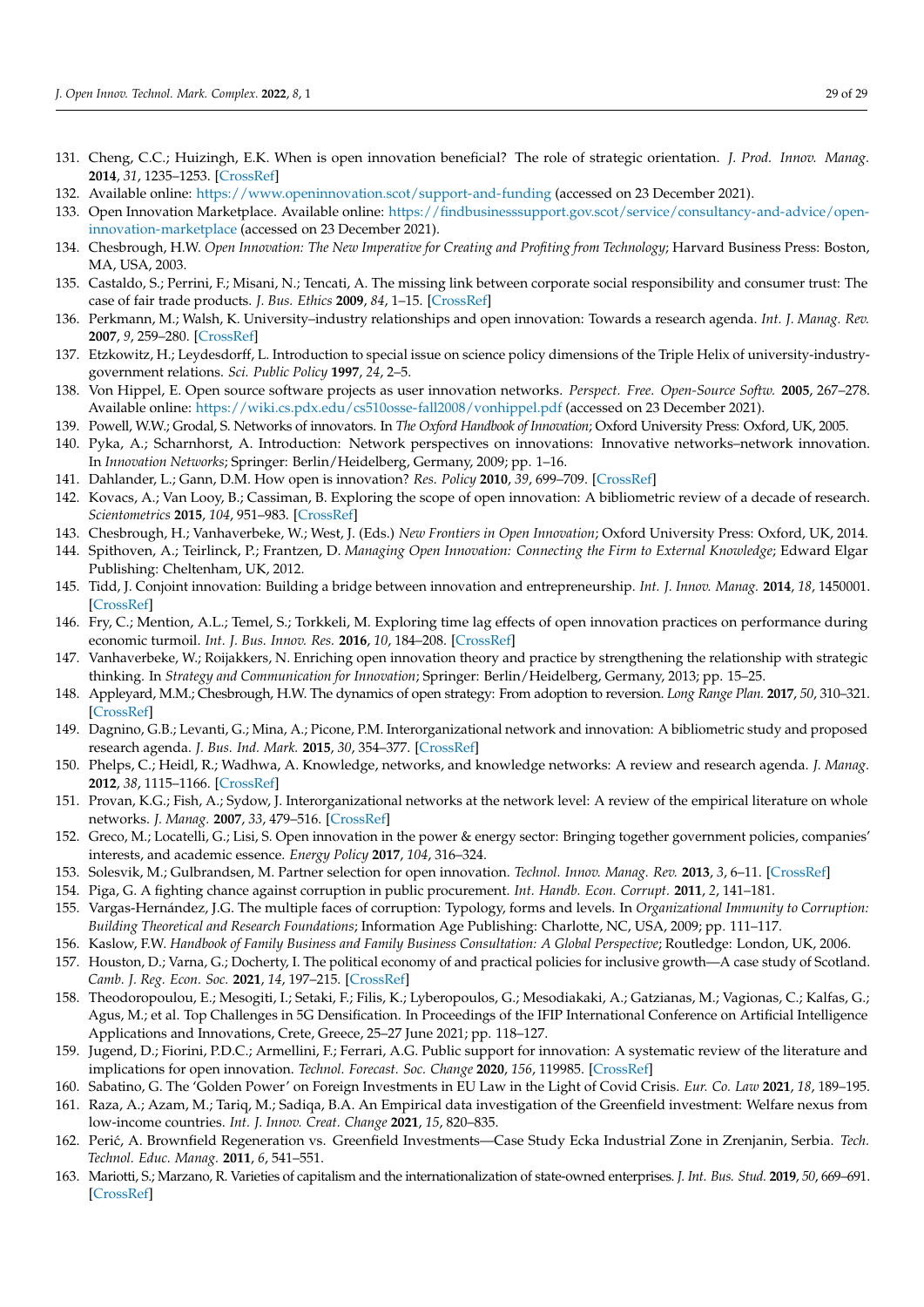131. Cheng, C.C.; Huizingh, E.K. When is open innovation beneficial? The role of strategic orientation. *J. Prod. Innov. Manag.* **2014**, *31*, 1235–1253. [CrossRef]
132. Available online: https://www.openinnovation.scot/support-and-funding (accessed on 23 December 2021).
133. Open Innovation Marketplace. Available online: https://findbusinesssupport.gov.scot/service/consultancy-and-advice/open-innovation-marketplace (accessed on 23 December 2021).
134. Chesbrough, H.W. *Open Innovation: The New Imperative for Creating and Profiting from Technology*; Harvard Business Press: Boston, MA, USA, 2003.
135. Castaldo, S.; Perrini, F.; Misani, N.; Tencati, A. The missing link between corporate social responsibility and consumer trust: The case of fair trade products. *J. Bus. Ethics* **2009**, *84*, 1–15. [CrossRef]
136. Perkmann, M.; Walsh, K. University–industry relationships and open innovation: Towards a research agenda. *Int. J. Manag. Rev.* **2007**, *9*, 259–280. [CrossRef]
137. Etzkowitz, H.; Leydesdorff, L. Introduction to special issue on science policy dimensions of the Triple Helix of university-industry-government relations. *Sci. Public Policy* **1997**, *24*, 2–5.
138. Von Hippel, E. Open source software projects as user innovation networks. *Perspect. Free. Open-Source Softw.* **2005**, 267–278. Available online: https://wiki.cs.pdx.edu/cs510osse-fall2008/vonhippel.pdf (accessed on 23 December 2021).
139. Powell, W.W.; Grodal, S. Networks of innovators. In *The Oxford Handbook of Innovation*; Oxford University Press: Oxford, UK, 2005.
140. Pyka, A.; Scharnhorst, A. Introduction: Network perspectives on innovations: Innovative networks–network innovation. In *Innovation Networks*; Springer: Berlin/Heidelberg, Germany, 2009; pp. 1–16.
141. Dahlander, L.; Gann, D.M. How open is innovation? *Res. Policy* **2010**, *39*, 699–709. [CrossRef]
142. Kovacs, A.; Van Looy, B.; Cassiman, B. Exploring the scope of open innovation: A bibliometric review of a decade of research. *Scientometrics* **2015**, *104*, 951–983. [CrossRef]
143. Chesbrough, H.; Vanhaverbeke, W.; West, J. (Eds.) *New Frontiers in Open Innovation*; Oxford University Press: Oxford, UK, 2014.
144. Spithoven, A.; Teirlinck, P.; Frantzen, D. *Managing Open Innovation: Connecting the Firm to External Knowledge*; Edward Elgar Publishing: Cheltenham, UK, 2012.
145. Tidd, J. Conjoint innovation: Building a bridge between innovation and entrepreneurship. *Int. J. Innov. Manag.* **2014**, *18*, 1450001. [CrossRef]
146. Fry, C.; Mention, A.L.; Temel, S.; Torkkeli, M. Exploring time lag effects of open innovation practices on performance during economic turmoil. *Int. J. Bus. Innov. Res.* **2016**, *10*, 184–208. [CrossRef]
147. Vanhaverbeke, W.; Roijakkers, N. Enriching open innovation theory and practice by strengthening the relationship with strategic thinking. In *Strategy and Communication for Innovation*; Springer: Berlin/Heidelberg, Germany, 2013; pp. 15–25.
148. Appleyard, M.M.; Chesbrough, H.W. The dynamics of open strategy: From adoption to reversion. *Long Range Plan.* **2017**, *50*, 310–321. [CrossRef]
149. Dagnino, G.B.; Levanti, G.; Mina, A.; Picone, P.M. Interorganizational network and innovation: A bibliometric study and proposed research agenda. *J. Bus. Ind. Mark.* **2015**, *30*, 354–377. [CrossRef]
150. Phelps, C.; Heidl, R.; Wadhwa, A. Knowledge, networks, and knowledge networks: A review and research agenda. *J. Manag.* **2012**, *38*, 1115–1166. [CrossRef]
151. Provan, K.G.; Fish, A.; Sydow, J. Interorganizational networks at the network level: A review of the empirical literature on whole networks. *J. Manag.* **2007**, *33*, 479–516. [CrossRef]
152. Greco, M.; Locatelli, G.; Lisi, S. Open innovation in the power & energy sector: Bringing together government policies, companies' interests, and academic essence. *Energy Policy* **2017**, *104*, 316–324.
153. Solesvik, M.; Gulbrandsen, M. Partner selection for open innovation. *Technol. Innov. Manag. Rev.* **2013**, *3*, 6–11. [CrossRef]
154. Piga, G. A fighting chance against corruption in public procurement. *Int. Handb. Econ. Corrupt.* **2011**, *2*, 141–181.
155. Vargas-Hernández, J.G. The multiple faces of corruption: Typology, forms and levels. In *Organizational Immunity to Corruption: Building Theoretical and Research Foundations*; Information Age Publishing: Charlotte, NC, USA, 2009; pp. 111–117.
156. Kaslow, F.W. *Handbook of Family Business and Family Business Consultation: A Global Perspective*; Routledge: London, UK, 2006.
157. Houston, D.; Varna, G.; Docherty, I. The political economy of and practical policies for inclusive growth—A case study of Scotland. *Camb. J. Reg. Econ. Soc.* **2021**, *14*, 197–215. [CrossRef]
158. Theodoropoulou, E.; Mesogiti, I.; Setaki, F.; Filis, K.; Lyberopoulos, G.; Mesodiakaki, A.; Gatzianas, M.; Vagionas, C.; Kalfas, G.; Agus, M.; et al. Top Challenges in 5G Densification. In Proceedings of the IFIP International Conference on Artificial Intelligence Applications and Innovations, Crete, Greece, 25–27 June 2021; pp. 118–127.
159. Jugend, D.; Fiorini, P.D.C.; Armellini, F.; Ferrari, A.G. Public support for innovation: A systematic review of the literature and implications for open innovation. *Technol. Forecast. Soc. Change* **2020**, *156*, 119985. [CrossRef]
160. Sabatino, G. The 'Golden Power' on Foreign Investments in EU Law in the Light of Covid Crisis. *Eur. Co. Law* **2021**, *18*, 189–195.
161. Raza, A.; Azam, M.; Tariq, M.; Sadiqa, B.A. An Empirical data investigation of the Greenfield investment: Welfare nexus from low-income countries. *Int. J. Innov. Creat. Change* **2021**, *15*, 820–835.
162. Perić, A. Brownfield Regeneration vs. Greenfield Investments—Case Study Ecka Industrial Zone in Zrenjanin, Serbia. *Tech. Technol. Educ. Manag.* **2011**, *6*, 541–551.
163. Mariotti, S.; Marzano, R. Varieties of capitalism and the internationalization of state-owned enterprises. *J. Int. Bus. Stud.* **2019**, *50*, 669–691. [CrossRef]